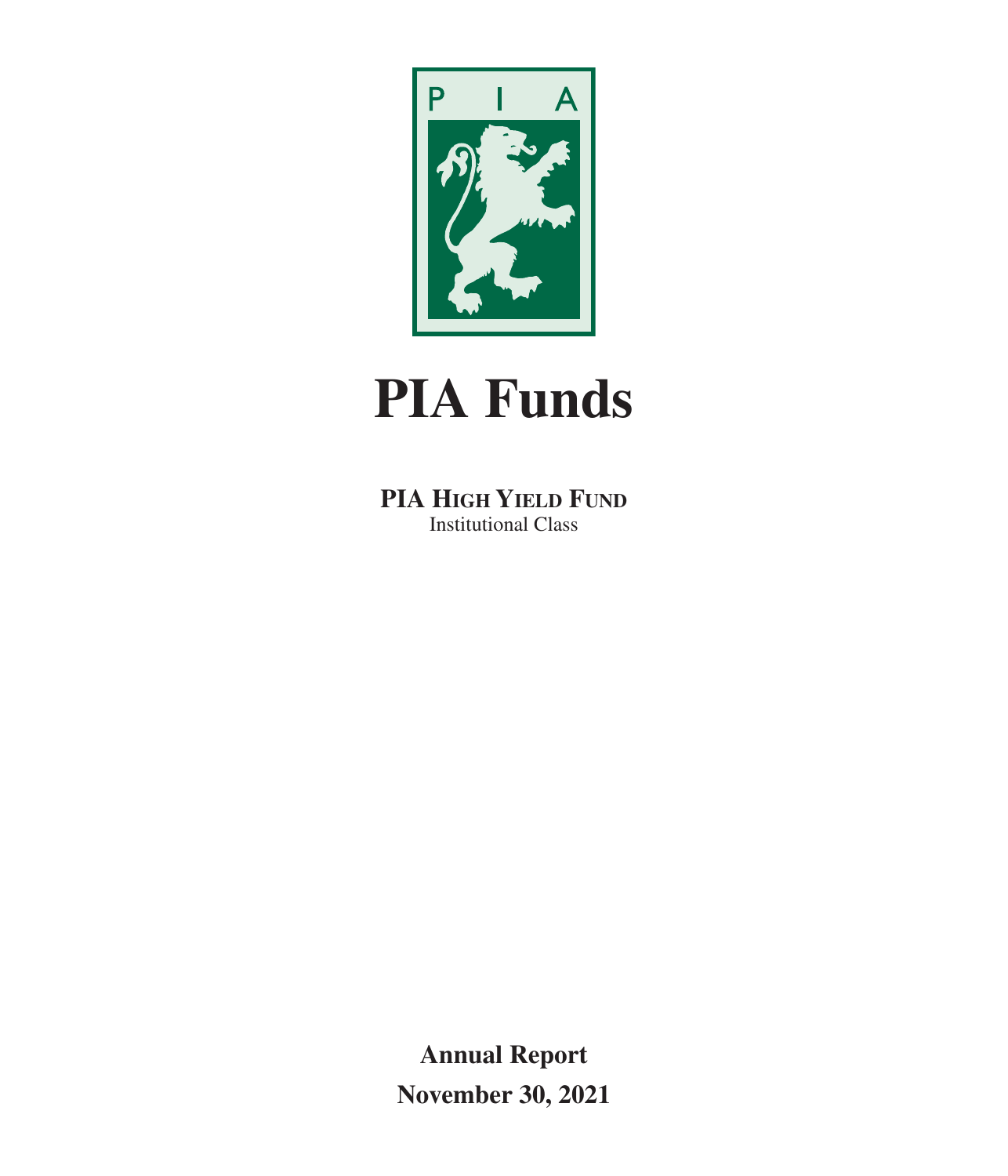P I A

# PIA Funds

**PIA High Yield Fund**
Institutional Class

**Annual Report**

**November 30, 2021**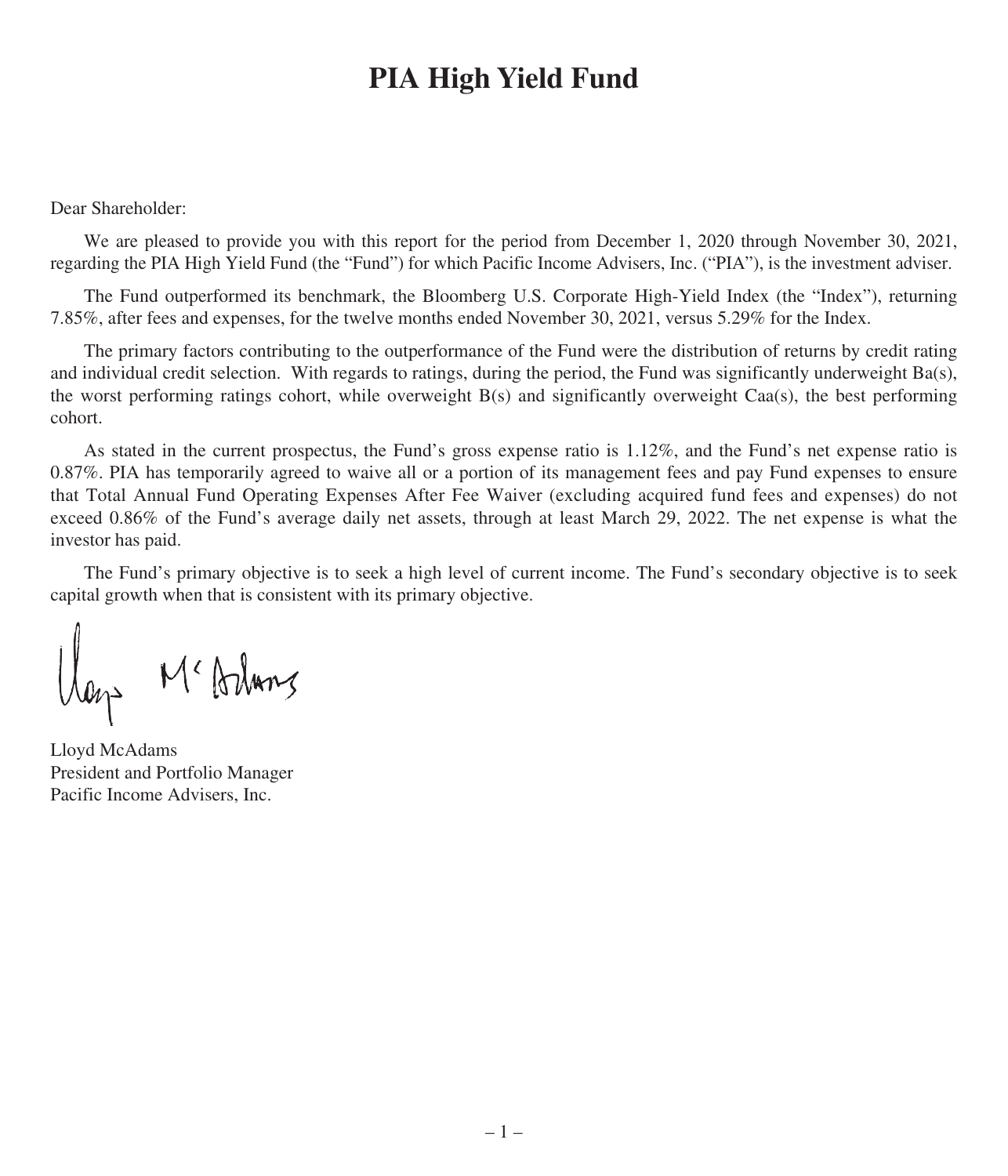# PIA High Yield Fund

Dear Shareholder:

We are pleased to provide you with this report for the period from December 1, 2020 through November 30, 2021, regarding the PIA High Yield Fund (the "Fund") for which Pacific Income Advisers, Inc. ("PIA"), is the investment adviser.

The Fund outperformed its benchmark, the Bloomberg U.S. Corporate High-Yield Index (the "Index"), returning 7.85%, after fees and expenses, for the twelve months ended November 30, 2021, versus 5.29% for the Index.

The primary factors contributing to the outperformance of the Fund were the distribution of returns by credit rating and individual credit selection. With regards to ratings, during the period, the Fund was significantly underweight Ba(s), the worst performing ratings cohort, while overweight B(s) and significantly overweight Caa(s), the best performing cohort.

As stated in the current prospectus, the Fund's gross expense ratio is 1.12%, and the Fund's net expense ratio is 0.87%. PIA has temporarily agreed to waive all or a portion of its management fees and pay Fund expenses to ensure that Total Annual Fund Operating Expenses After Fee Waiver (excluding acquired fund fees and expenses) do not exceed 0.86% of the Fund's average daily net assets, through at least March 29, 2022. The net expense is what the investor has paid.

The Fund's primary objective is to seek a high level of current income. The Fund's secondary objective is to seek capital growth when that is consistent with its primary objective.

Lloyd McAdams
President and Portfolio Manager
Pacific Income Advisers, Inc.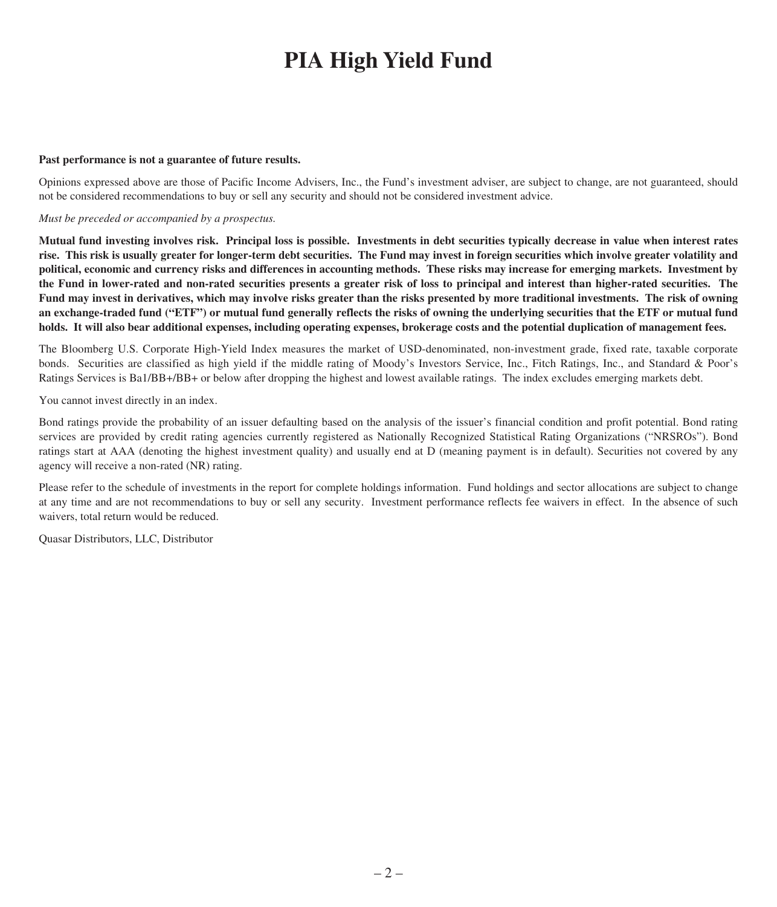# PIA High Yield Fund

**Past performance is not a guarantee of future results.**

Opinions expressed above are those of Pacific Income Advisers, Inc., the Fund's investment adviser, are subject to change, are not guaranteed, should not be considered recommendations to buy or sell any security and should not be considered investment advice.

*Must be preceded or accompanied by a prospectus.*

**Mutual fund investing involves risk. Principal loss is possible. Investments in debt securities typically decrease in value when interest rates rise. This risk is usually greater for longer-term debt securities. The Fund may invest in foreign securities which involve greater volatility and political, economic and currency risks and differences in accounting methods. These risks may increase for emerging markets. Investment by the Fund in lower-rated and non-rated securities presents a greater risk of loss to principal and interest than higher-rated securities. The Fund may invest in derivatives, which may involve risks greater than the risks presented by more traditional investments. The risk of owning an exchange-traded fund ("ETF") or mutual fund generally reflects the risks of owning the underlying securities that the ETF or mutual fund holds. It will also bear additional expenses, including operating expenses, brokerage costs and the potential duplication of management fees.**

The Bloomberg U.S. Corporate High-Yield Index measures the market of USD-denominated, non-investment grade, fixed rate, taxable corporate bonds. Securities are classified as high yield if the middle rating of Moody's Investors Service, Inc., Fitch Ratings, Inc., and Standard & Poor's Ratings Services is Ba1/BB+/BB+ or below after dropping the highest and lowest available ratings. The index excludes emerging markets debt.

You cannot invest directly in an index.

Bond ratings provide the probability of an issuer defaulting based on the analysis of the issuer's financial condition and profit potential. Bond rating services are provided by credit rating agencies currently registered as Nationally Recognized Statistical Rating Organizations ("NRSROs"). Bond ratings start at AAA (denoting the highest investment quality) and usually end at D (meaning payment is in default). Securities not covered by any agency will receive a non-rated (NR) rating.

Please refer to the schedule of investments in the report for complete holdings information. Fund holdings and sector allocations are subject to change at any time and are not recommendations to buy or sell any security. Investment performance reflects fee waivers in effect. In the absence of such waivers, total return would be reduced.

Quasar Distributors, LLC, Distributor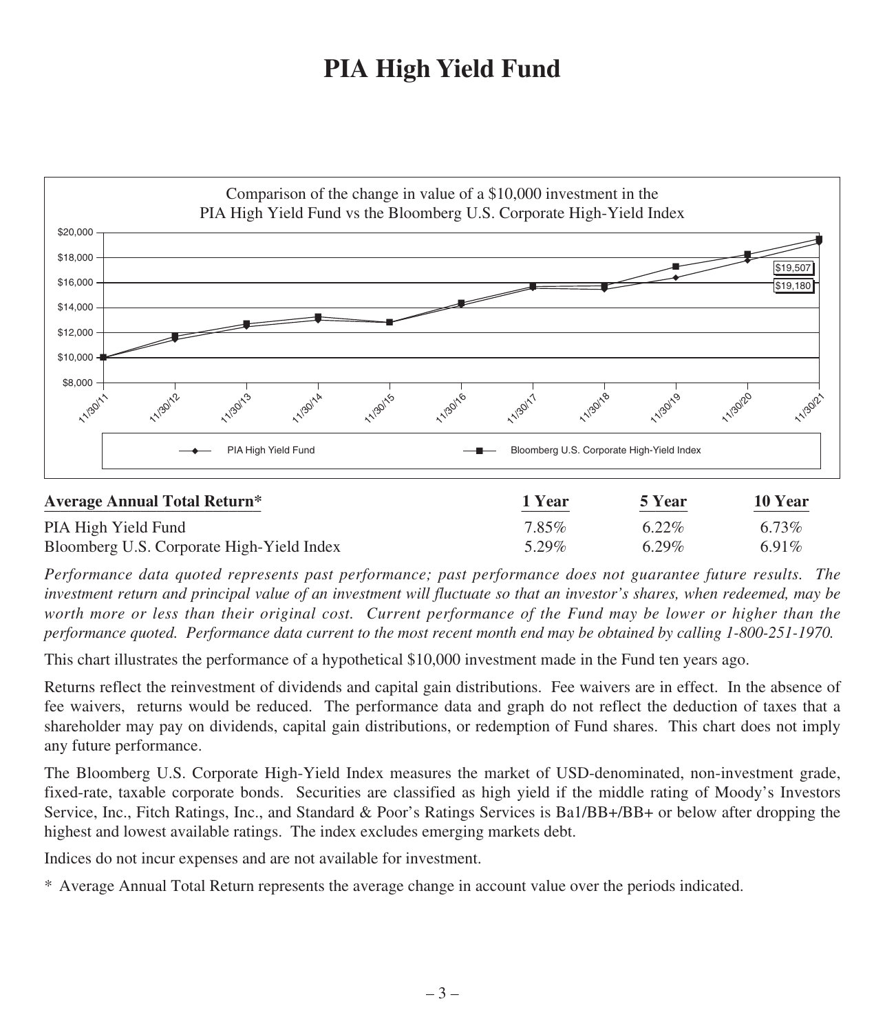# PIA High Yield Fund

Comparison of the change in value of a $10,000 investment in the PIA High Yield Fund vs the Bloomberg U.S. Corporate High-Yield Index

| | PIA High Yield Fund | Bloomberg U.S. Corporate High-Yield Index |
|---|---|---|
| 11/30/21 | $19,180 | $19,507 |

| Average Annual Total Return* | 1 Year | 5 Year | 10 Year |
|---|---|---|---|
| PIA High Yield Fund | 7.85% | 6.22% | 6.73% |
| Bloomberg U.S. Corporate High-Yield Index | 5.29% | 6.29% | 6.91% |

*Performance data quoted represents past performance; past performance does not guarantee future results. The investment return and principal value of an investment will fluctuate so that an investor's shares, when redeemed, may be worth more or less than their original cost. Current performance of the Fund may be lower or higher than the performance quoted. Performance data current to the most recent month end may be obtained by calling 1-800-251-1970.*

This chart illustrates the performance of a hypothetical $10,000 investment made in the Fund ten years ago.

Returns reflect the reinvestment of dividends and capital gain distributions. Fee waivers are in effect. In the absence of fee waivers, returns would be reduced. The performance data and graph do not reflect the deduction of taxes that a shareholder may pay on dividends, capital gain distributions, or redemption of Fund shares. This chart does not imply any future performance.

The Bloomberg U.S. Corporate High-Yield Index measures the market of USD-denominated, non-investment grade, fixed-rate, taxable corporate bonds. Securities are classified as high yield if the middle rating of Moody's Investors Service, Inc., Fitch Ratings, Inc., and Standard & Poor's Ratings Services is Ba1/BB+/BB+ or below after dropping the highest and lowest available ratings. The index excludes emerging markets debt.

Indices do not incur expenses and are not available for investment.

\* Average Annual Total Return represents the average change in account value over the periods indicated.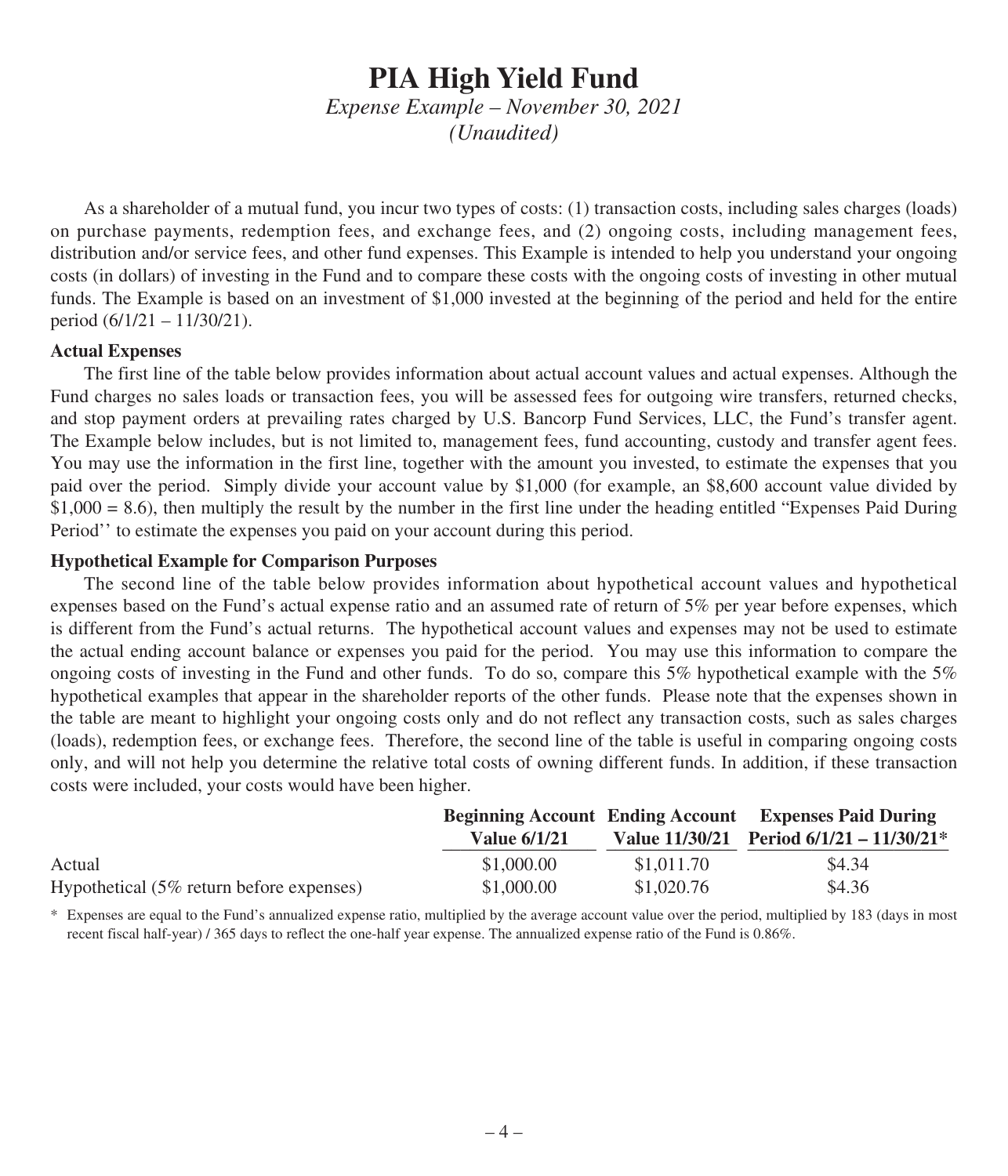# PIA High Yield Fund

*Expense Example – November 30, 2021*
*(Unaudited)*

As a shareholder of a mutual fund, you incur two types of costs: (1) transaction costs, including sales charges (loads) on purchase payments, redemption fees, and exchange fees, and (2) ongoing costs, including management fees, distribution and/or service fees, and other fund expenses. This Example is intended to help you understand your ongoing costs (in dollars) of investing in the Fund and to compare these costs with the ongoing costs of investing in other mutual funds. The Example is based on an investment of $1,000 invested at the beginning of the period and held for the entire period (6/1/21 – 11/30/21).

**Actual Expenses**

The first line of the table below provides information about actual account values and actual expenses. Although the Fund charges no sales loads or transaction fees, you will be assessed fees for outgoing wire transfers, returned checks, and stop payment orders at prevailing rates charged by U.S. Bancorp Fund Services, LLC, the Fund's transfer agent. The Example below includes, but is not limited to, management fees, fund accounting, custody and transfer agent fees. You may use the information in the first line, together with the amount you invested, to estimate the expenses that you paid over the period. Simply divide your account value by $1,000 (for example, an $8,600 account value divided by $1,000 = 8.6), then multiply the result by the number in the first line under the heading entitled "Expenses Paid During Period'' to estimate the expenses you paid on your account during this period.

**Hypothetical Example for Comparison Purposes**

The second line of the table below provides information about hypothetical account values and hypothetical expenses based on the Fund's actual expense ratio and an assumed rate of return of 5% per year before expenses, which is different from the Fund's actual returns. The hypothetical account values and expenses may not be used to estimate the actual ending account balance or expenses you paid for the period. You may use this information to compare the ongoing costs of investing in the Fund and other funds. To do so, compare this 5% hypothetical example with the 5% hypothetical examples that appear in the shareholder reports of the other funds. Please note that the expenses shown in the table are meant to highlight your ongoing costs only and do not reflect any transaction costs, such as sales charges (loads), redemption fees, or exchange fees. Therefore, the second line of the table is useful in comparing ongoing costs only, and will not help you determine the relative total costs of owning different funds. In addition, if these transaction costs were included, your costs would have been higher.

| | Beginning Account Value 6/1/21 | Ending Account Value 11/30/21 | Expenses Paid During Period 6/1/21 – 11/30/21* |
|---|---|---|---|
| Actual | $1,000.00 | $1,011.70 | $4.34 |
| Hypothetical (5% return before expenses) | $1,000.00 | $1,020.76 | $4.36 |

\* Expenses are equal to the Fund's annualized expense ratio, multiplied by the average account value over the period, multiplied by 183 (days in most recent fiscal half-year) / 365 days to reflect the one-half year expense. The annualized expense ratio of the Fund is 0.86%.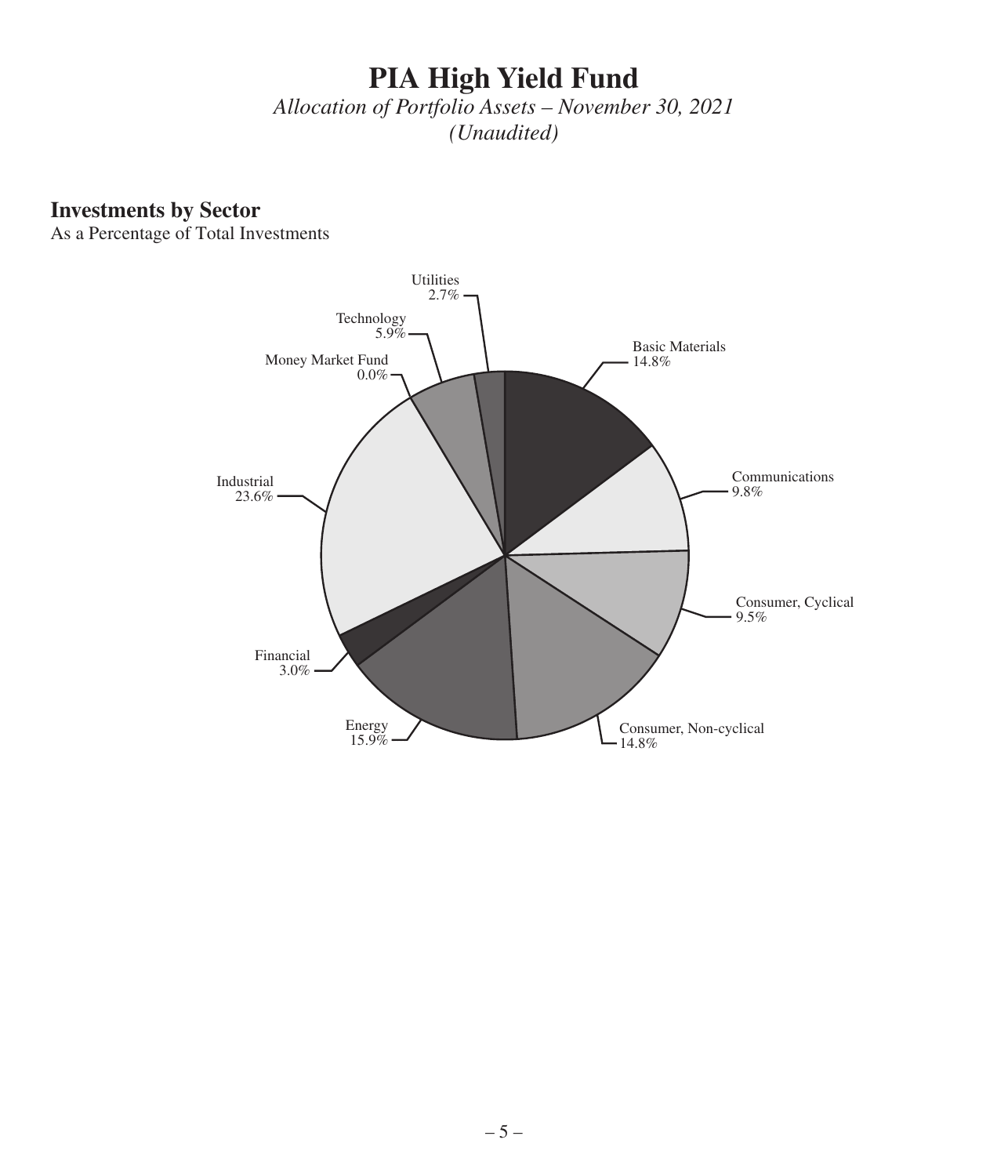# PIA High Yield Fund

*Allocation of Portfolio Assets – November 30, 2021*
*(Unaudited)*

## Investments by Sector

As a Percentage of Total Investments

Utilities
2.7%

Technology
5.9%

Money Market Fund
0.0%

Basic Materials
14.8%

Communications
9.8%

Industrial
23.6%

Consumer, Cyclical
9.5%

Financial
3.0%

Energy
15.9%

Consumer, Non-cyclical
14.8%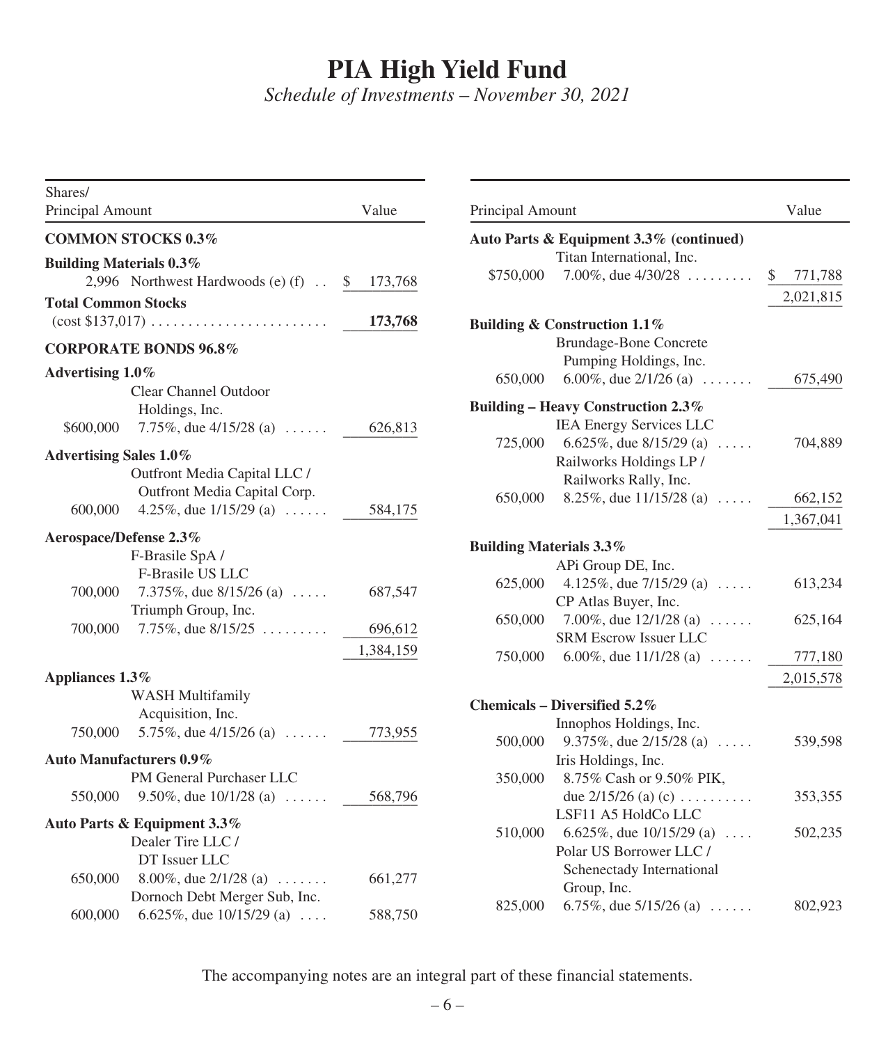# PIA High Yield Fund

*Schedule of Investments – November 30, 2021*

| Shares/ Principal Amount | | Value |
|---|---|---|
| **COMMON STOCKS 0.3%** | | |
| **Building Materials 0.3%** | | |
| 2,996 | Northwest Hardwoods (e) (f) | $ 173,768 |
| **Total Common Stocks** (cost $137,017) | | **173,768** |
| **CORPORATE BONDS 96.8%** | | |
| **Advertising 1.0%** | | |
| | Clear Channel Outdoor Holdings, Inc. | |
| $600,000 | 7.75%, due 4/15/28 (a) | 626,813 |
| **Advertising Sales 1.0%** | | |
| | Outfront Media Capital LLC / Outfront Media Capital Corp. | |
| 600,000 | 4.25%, due 1/15/29 (a) | 584,175 |
| **Aerospace/Defense 2.3%** | | |
| | F-Brasile SpA / F-Brasile US LLC | |
| 700,000 | 7.375%, due 8/15/26 (a) | 687,547 |
| | Triumph Group, Inc. | |
| 700,000 | 7.75%, due 8/15/25 | 696,612 |
| | | 1,384,159 |
| **Appliances 1.3%** | | |
| | WASH Multifamily Acquisition, Inc. | |
| 750,000 | 5.75%, due 4/15/26 (a) | 773,955 |
| **Auto Manufacturers 0.9%** | | |
| | PM General Purchaser LLC | |
| 550,000 | 9.50%, due 10/1/28 (a) | 568,796 |
| **Auto Parts & Equipment 3.3%** | | |
| | Dealer Tire LLC / DT Issuer LLC | |
| 650,000 | 8.00%, due 2/1/28 (a) | 661,277 |
| | Dornoch Debt Merger Sub, Inc. | |
| 600,000 | 6.625%, due 10/15/29 (a) | 588,750 |

| Principal Amount | | Value |
|---|---|---|
| **Auto Parts & Equipment 3.3% (continued)** | | |
| | Titan International, Inc. | |
| $750,000 | 7.00%, due 4/30/28 | $ 771,788 |
| | | 2,021,815 |
| **Building & Construction 1.1%** | | |
| | Brundage-Bone Concrete Pumping Holdings, Inc. | |
| 650,000 | 6.00%, due 2/1/26 (a) | 675,490 |
| **Building – Heavy Construction 2.3%** | | |
| | IEA Energy Services LLC | |
| 725,000 | 6.625%, due 8/15/29 (a) | 704,889 |
| | Railworks Holdings LP / Railworks Rally, Inc. | |
| 650,000 | 8.25%, due 11/15/28 (a) | 662,152 |
| | | 1,367,041 |
| **Building Materials 3.3%** | | |
| | APi Group DE, Inc. | |
| 625,000 | 4.125%, due 7/15/29 (a) | 613,234 |
| | CP Atlas Buyer, Inc. | |
| 650,000 | 7.00%, due 12/1/28 (a) | 625,164 |
| | SRM Escrow Issuer LLC | |
| 750,000 | 6.00%, due 11/1/28 (a) | 777,180 |
| | | 2,015,578 |
| **Chemicals – Diversified 5.2%** | | |
| | Innophos Holdings, Inc. | |
| 500,000 | 9.375%, due 2/15/28 (a) | 539,598 |
| | Iris Holdings, Inc. | |
| 350,000 | 8.75% Cash or 9.50% PIK, due 2/15/26 (a) (c) | 353,355 |
| | LSF11 A5 HoldCo LLC | |
| 510,000 | 6.625%, due 10/15/29 (a) | 502,235 |
| | Polar US Borrower LLC / Schenectady International Group, Inc. | |
| 825,000 | 6.75%, due 5/15/26 (a) | 802,923 |

The accompanying notes are an integral part of these financial statements.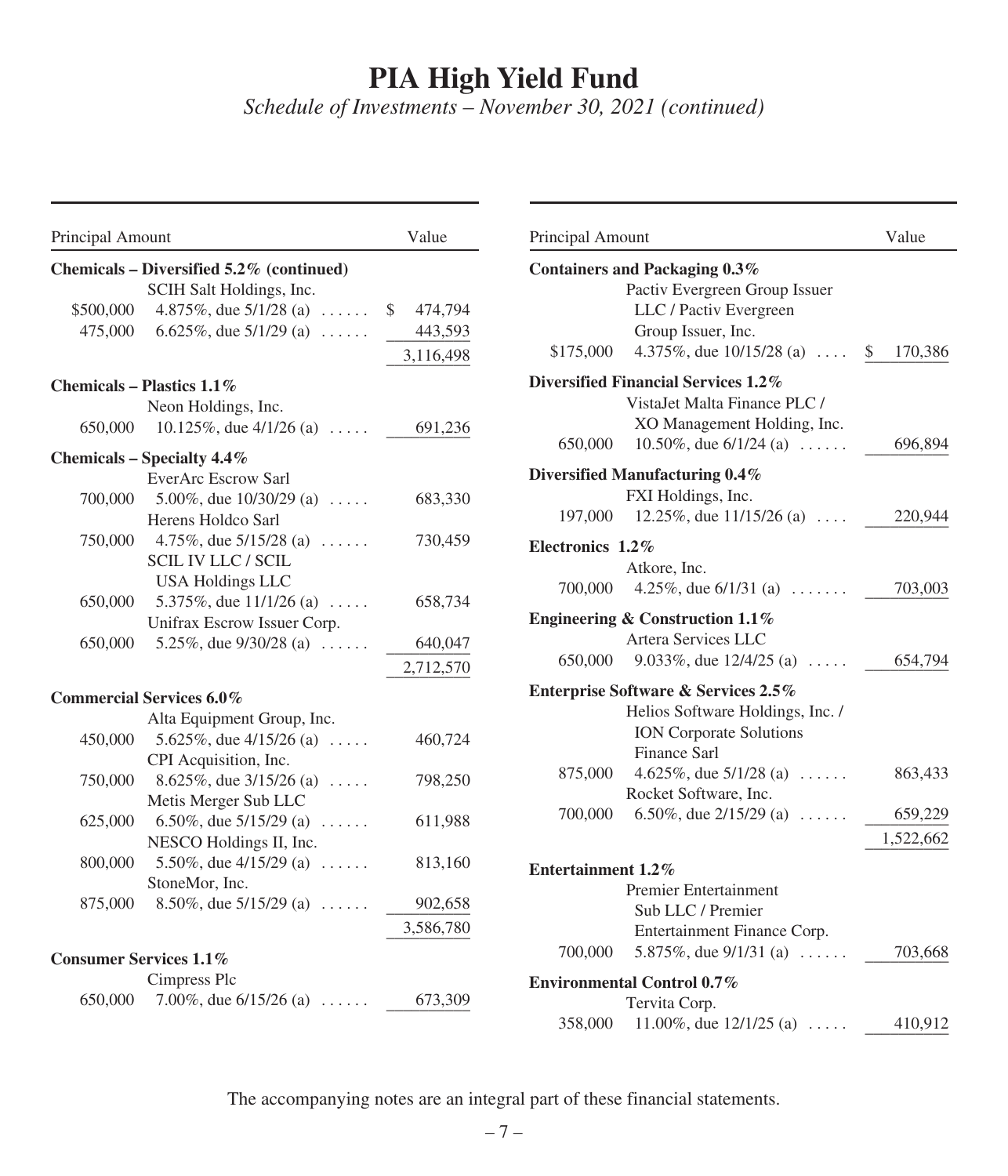# PIA High Yield Fund

*Schedule of Investments – November 30, 2021 (continued)*

| Principal Amount | | Value |
|---|---|---|
| **Chemicals – Diversified 5.2% (continued)** | | |
| | SCIH Salt Holdings, Inc. | |
| $500,000 | 4.875%, due 5/1/28 (a) | $ 474,794 |
| 475,000 | 6.625%, due 5/1/29 (a) | 443,593 |
| | | 3,116,498 |
| **Chemicals – Plastics 1.1%** | | |
| | Neon Holdings, Inc. | |
| 650,000 | 10.125%, due 4/1/26 (a) | 691,236 |
| **Chemicals – Specialty 4.4%** | | |
| | EverArc Escrow Sarl | |
| 700,000 | 5.00%, due 10/30/29 (a) | 683,330 |
| | Herens Holdco Sarl | |
| 750,000 | 4.75%, due 5/15/28 (a) | 730,459 |
| | SCIL IV LLC / SCIL USA Holdings LLC | |
| 650,000 | 5.375%, due 11/1/26 (a) | 658,734 |
| | Unifrax Escrow Issuer Corp. | |
| 650,000 | 5.25%, due 9/30/28 (a) | 640,047 |
| | | 2,712,570 |
| **Commercial Services 6.0%** | | |
| | Alta Equipment Group, Inc. | |
| 450,000 | 5.625%, due 4/15/26 (a) | 460,724 |
| | CPI Acquisition, Inc. | |
| 750,000 | 8.625%, due 3/15/26 (a) | 798,250 |
| | Metis Merger Sub LLC | |
| 625,000 | 6.50%, due 5/15/29 (a) | 611,988 |
| | NESCO Holdings II, Inc. | |
| 800,000 | 5.50%, due 4/15/29 (a) | 813,160 |
| | StoneMor, Inc. | |
| 875,000 | 8.50%, due 5/15/29 (a) | 902,658 |
| | | 3,586,780 |
| **Consumer Services 1.1%** | | |
| | Cimpress Plc | |
| 650,000 | 7.00%, due 6/15/26 (a) | 673,309 |
| **Containers and Packaging 0.3%** | | |
| | Pactiv Evergreen Group Issuer LLC / Pactiv Evergreen Group Issuer, Inc. | |
| $175,000 | 4.375%, due 10/15/28 (a) | $ 170,386 |
| **Diversified Financial Services 1.2%** | | |
| | VistaJet Malta Finance PLC / XO Management Holding, Inc. | |
| 650,000 | 10.50%, due 6/1/24 (a) | 696,894 |
| **Diversified Manufacturing 0.4%** | | |
| | FXI Holdings, Inc. | |
| 197,000 | 12.25%, due 11/15/26 (a) | 220,944 |
| **Electronics 1.2%** | | |
| | Atkore, Inc. | |
| 700,000 | 4.25%, due 6/1/31 (a) | 703,003 |
| **Engineering & Construction 1.1%** | | |
| | Artera Services LLC | |
| 650,000 | 9.033%, due 12/4/25 (a) | 654,794 |
| **Enterprise Software & Services 2.5%** | | |
| | Helios Software Holdings, Inc. / ION Corporate Solutions Finance Sarl | |
| 875,000 | 4.625%, due 5/1/28 (a) | 863,433 |
| | Rocket Software, Inc. | |
| 700,000 | 6.50%, due 2/15/29 (a) | 659,229 |
| | | 1,522,662 |
| **Entertainment 1.2%** | | |
| | Premier Entertainment Sub LLC / Premier Entertainment Finance Corp. | |
| 700,000 | 5.875%, due 9/1/31 (a) | 703,668 |
| **Environmental Control 0.7%** | | |
| | Tervita Corp. | |
| 358,000 | 11.00%, due 12/1/25 (a) | 410,912 |

The accompanying notes are an integral part of these financial statements.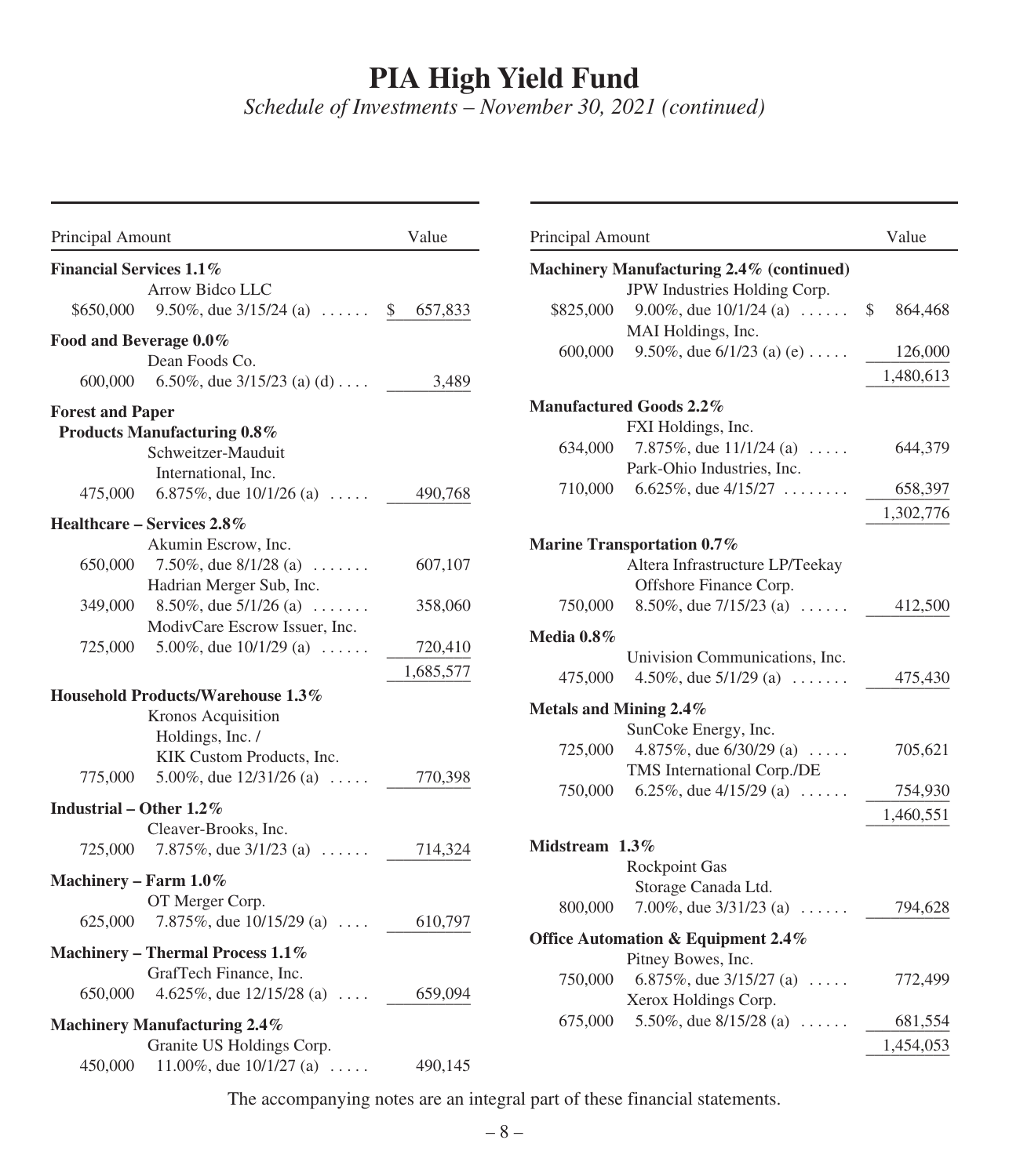# PIA High Yield Fund

*Schedule of Investments – November 30, 2021 (continued)*

| Principal Amount | | Value |
|---|---|---|
| **Financial Services 1.1%** | | |
| | Arrow Bidco LLC | |
| $650,000 | 9.50%, due 3/15/24 (a) | $ 657,833 |
| **Food and Beverage 0.0%** | | |
| | Dean Foods Co. | |
| 600,000 | 6.50%, due 3/15/23 (a) (d) | 3,489 |
| **Forest and Paper Products Manufacturing 0.8%** | | |
| | Schweitzer-Mauduit International, Inc. | |
| 475,000 | 6.875%, due 10/1/26 (a) | 490,768 |
| **Healthcare – Services 2.8%** | | |
| | Akumin Escrow, Inc. | |
| 650,000 | 7.50%, due 8/1/28 (a) | 607,107 |
| | Hadrian Merger Sub, Inc. | |
| 349,000 | 8.50%, due 5/1/26 (a) | 358,060 |
| | ModivCare Escrow Issuer, Inc. | |
| 725,000 | 5.00%, due 10/1/29 (a) | 720,410 |
| | | 1,685,577 |
| **Household Products/Warehouse 1.3%** | | |
| | Kronos Acquisition Holdings, Inc. / KIK Custom Products, Inc. | |
| 775,000 | 5.00%, due 12/31/26 (a) | 770,398 |
| **Industrial – Other 1.2%** | | |
| | Cleaver-Brooks, Inc. | |
| 725,000 | 7.875%, due 3/1/23 (a) | 714,324 |
| **Machinery – Farm 1.0%** | | |
| | OT Merger Corp. | |
| 625,000 | 7.875%, due 10/15/29 (a) | 610,797 |
| **Machinery – Thermal Process 1.1%** | | |
| | GrafTech Finance, Inc. | |
| 650,000 | 4.625%, due 12/15/28 (a) | 659,094 |
| **Machinery Manufacturing 2.4%** | | |
| | Granite US Holdings Corp. | |
| 450,000 | 11.00%, due 10/1/27 (a) | 490,145 |

| Principal Amount | | Value |
|---|---|---|
| **Machinery Manufacturing 2.4% (continued)** | | |
| | JPW Industries Holding Corp. | |
| $825,000 | 9.00%, due 10/1/24 (a) | $ 864,468 |
| | MAI Holdings, Inc. | |
| 600,000 | 9.50%, due 6/1/23 (a) (e) | 126,000 |
| | | 1,480,613 |
| **Manufactured Goods 2.2%** | | |
| | FXI Holdings, Inc. | |
| 634,000 | 7.875%, due 11/1/24 (a) | 644,379 |
| | Park-Ohio Industries, Inc. | |
| 710,000 | 6.625%, due 4/15/27 | 658,397 |
| | | 1,302,776 |
| **Marine Transportation 0.7%** | | |
| | Altera Infrastructure LP/Teekay Offshore Finance Corp. | |
| 750,000 | 8.50%, due 7/15/23 (a) | 412,500 |
| **Media 0.8%** | | |
| | Univision Communications, Inc. | |
| 475,000 | 4.50%, due 5/1/29 (a) | 475,430 |
| **Metals and Mining 2.4%** | | |
| | SunCoke Energy, Inc. | |
| 725,000 | 4.875%, due 6/30/29 (a) | 705,621 |
| | TMS International Corp./DE | |
| 750,000 | 6.25%, due 4/15/29 (a) | 754,930 |
| | | 1,460,551 |
| **Midstream 1.3%** | | |
| | Rockpoint Gas Storage Canada Ltd. | |
| 800,000 | 7.00%, due 3/31/23 (a) | 794,628 |
| **Office Automation & Equipment 2.4%** | | |
| | Pitney Bowes, Inc. | |
| 750,000 | 6.875%, due 3/15/27 (a) | 772,499 |
| | Xerox Holdings Corp. | |
| 675,000 | 5.50%, due 8/15/28 (a) | 681,554 |
| | | 1,454,053 |

The accompanying notes are an integral part of these financial statements.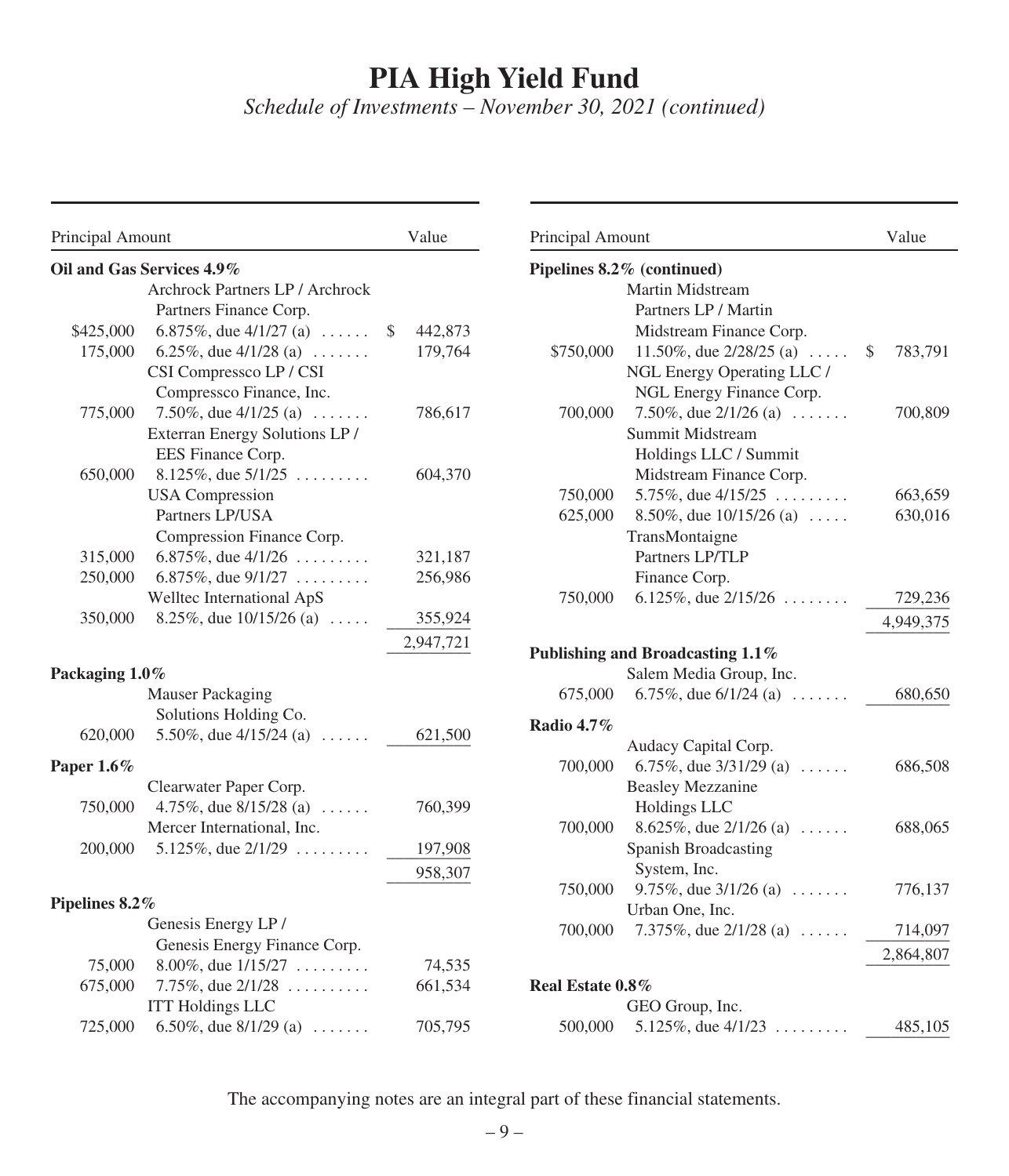# PIA High Yield Fund

*Schedule of Investments – November 30, 2021 (continued)*

| Principal Amount | | Value |
|---|---|---|
| **Oil and Gas Services 4.9%** | | |
| | Archrock Partners LP / Archrock Partners Finance Corp. | |
| $425,000 | 6.875%, due 4/1/27 (a) | $ 442,873 |
| 175,000 | 6.25%, due 4/1/28 (a) | 179,764 |
| | CSI Compressco LP / CSI Compressco Finance, Inc. | |
| 775,000 | 7.50%, due 4/1/25 (a) | 786,617 |
| | Exterran Energy Solutions LP / EES Finance Corp. | |
| 650,000 | 8.125%, due 5/1/25 | 604,370 |
| | USA Compression Partners LP/USA Compression Finance Corp. | |
| 315,000 | 6.875%, due 4/1/26 | 321,187 |
| 250,000 | 6.875%, due 9/1/27 | 256,986 |
| | Welltec International ApS | |
| 350,000 | 8.25%, due 10/15/26 (a) | 355,924 |
| | | 2,947,721 |
| **Packaging 1.0%** | | |
| | Mauser Packaging Solutions Holding Co. | |
| 620,000 | 5.50%, due 4/15/24 (a) | 621,500 |
| **Paper 1.6%** | | |
| | Clearwater Paper Corp. | |
| 750,000 | 4.75%, due 8/15/28 (a) | 760,399 |
| | Mercer International, Inc. | |
| 200,000 | 5.125%, due 2/1/29 | 197,908 |
| | | 958,307 |
| **Pipelines 8.2%** | | |
| | Genesis Energy LP / Genesis Energy Finance Corp. | |
| 75,000 | 8.00%, due 1/15/27 | 74,535 |
| 675,000 | 7.75%, due 2/1/28 | 661,534 |
| | ITT Holdings LLC | |
| 725,000 | 6.50%, due 8/1/29 (a) | 705,795 |
| **Pipelines 8.2% (continued)** | | |
| | Martin Midstream Partners LP / Martin Midstream Finance Corp. | |
| $750,000 | 11.50%, due 2/28/25 (a) | $ 783,791 |
| | NGL Energy Operating LLC / NGL Energy Finance Corp. | |
| 700,000 | 7.50%, due 2/1/26 (a) | 700,809 |
| | Summit Midstream Holdings LLC / Summit Midstream Finance Corp. | |
| 750,000 | 5.75%, due 4/15/25 | 663,659 |
| 625,000 | 8.50%, due 10/15/26 (a) | 630,016 |
| | TransMontaigne Partners LP/TLP Finance Corp. | |
| 750,000 | 6.125%, due 2/15/26 | 729,236 |
| | | 4,949,375 |
| **Publishing and Broadcasting 1.1%** | | |
| | Salem Media Group, Inc. | |
| 675,000 | 6.75%, due 6/1/24 (a) | 680,650 |
| **Radio 4.7%** | | |
| | Audacy Capital Corp. | |
| 700,000 | 6.75%, due 3/31/29 (a) | 686,508 |
| | Beasley Mezzanine Holdings LLC | |
| 700,000 | 8.625%, due 2/1/26 (a) | 688,065 |
| | Spanish Broadcasting System, Inc. | |
| 750,000 | 9.75%, due 3/1/26 (a) | 776,137 |
| | Urban One, Inc. | |
| 700,000 | 7.375%, due 2/1/28 (a) | 714,097 |
| | | 2,864,807 |
| **Real Estate 0.8%** | | |
| | GEO Group, Inc. | |
| 500,000 | 5.125%, due 4/1/23 | 485,105 |

The accompanying notes are an integral part of these financial statements.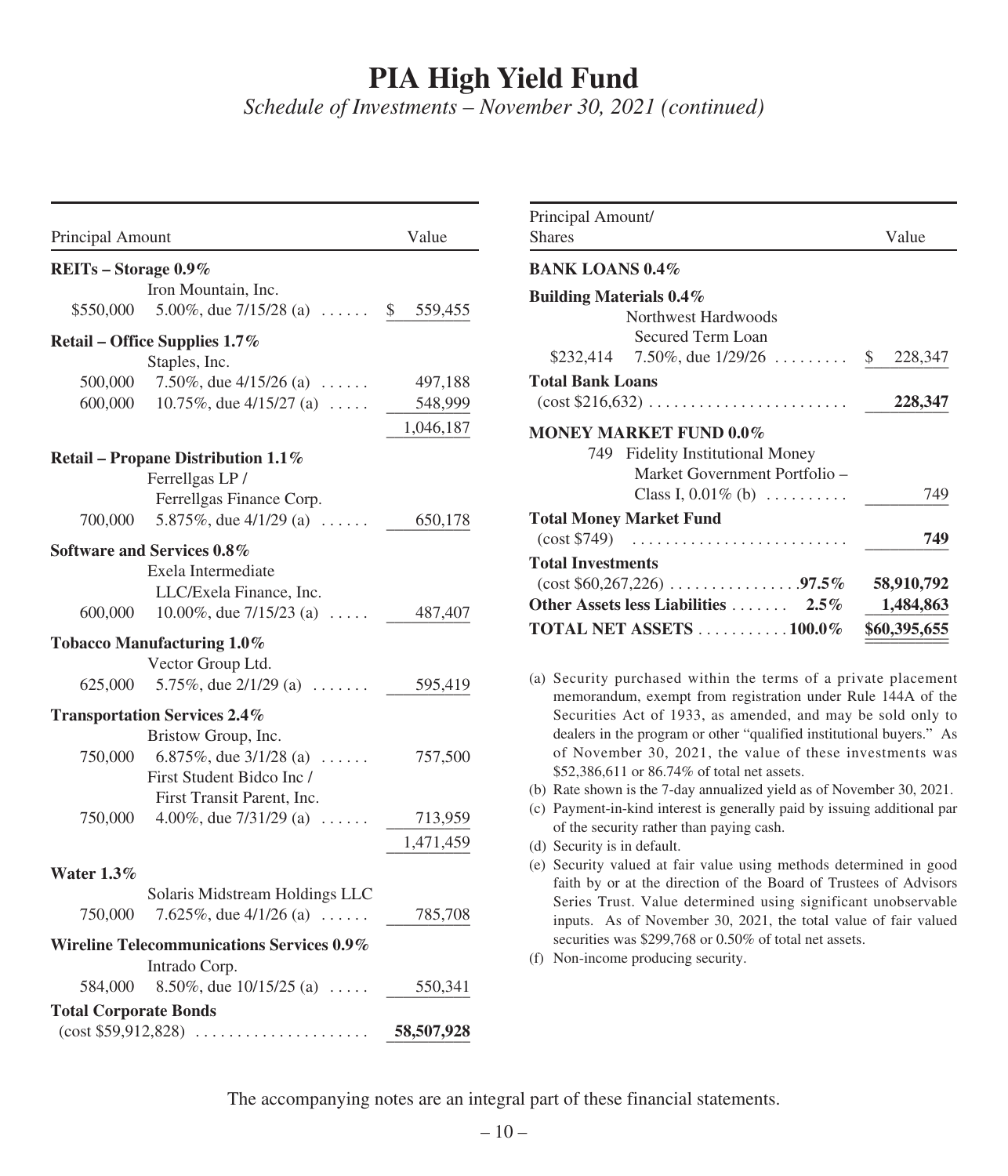# PIA High Yield Fund

*Schedule of Investments – November 30, 2021 (continued)*

| Principal Amount | | Value |
|---|---|---|
| **REITs – Storage 0.9%** | | |
| | Iron Mountain, Inc. | |
| $550,000 | 5.00%, due 7/15/28 (a) | $ 559,455 |
| **Retail – Office Supplies 1.7%** | | |
| | Staples, Inc. | |
| 500,000 | 7.50%, due 4/15/26 (a) | 497,188 |
| 600,000 | 10.75%, due 4/15/27 (a) | 548,999 |
| | | 1,046,187 |
| **Retail – Propane Distribution 1.1%** | | |
| | Ferrellgas LP / Ferrellgas Finance Corp. | |
| 700,000 | 5.875%, due 4/1/29 (a) | 650,178 |
| **Software and Services 0.8%** | | |
| | Exela Intermediate LLC/Exela Finance, Inc. | |
| 600,000 | 10.00%, due 7/15/23 (a) | 487,407 |
| **Tobacco Manufacturing 1.0%** | | |
| | Vector Group Ltd. | |
| 625,000 | 5.75%, due 2/1/29 (a) | 595,419 |
| **Transportation Services 2.4%** | | |
| | Bristow Group, Inc. | |
| 750,000 | 6.875%, due 3/1/28 (a) | 757,500 |
| | First Student Bidco Inc / First Transit Parent, Inc. | |
| 750,000 | 4.00%, due 7/31/29 (a) | 713,959 |
| | | 1,471,459 |
| **Water 1.3%** | | |
| | Solaris Midstream Holdings LLC | |
| 750,000 | 7.625%, due 4/1/26 (a) | 785,708 |
| **Wireline Telecommunications Services 0.9%** | | |
| | Intrado Corp. | |
| 584,000 | 8.50%, due 10/15/25 (a) | 550,341 |
| **Total Corporate Bonds** (cost $59,912,828) | | **58,507,928** |

| Principal Amount/ Shares | | Value |
|---|---|---|
| **BANK LOANS 0.4%** | | |
| **Building Materials 0.4%** | | |
| | Northwest Hardwoods Secured Term Loan | |
| $232,414 | 7.50%, due 1/29/26 | $ 228,347 |
| **Total Bank Loans** (cost $216,632) | | **228,347** |
| **MONEY MARKET FUND 0.0%** | | |
| 749 | Fidelity Institutional Money Market Government Portfolio – Class I, 0.01% (b) | 749 |
| **Total Money Market Fund** (cost $749) | | **749** |
| **Total Investments** (cost $60,267,226) **97.5%** | | **58,910,792** |
| **Other Assets less Liabilities 2.5%** | | **1,484,863** |
| **TOTAL NET ASSETS 100.0%** | | **$60,395,655** |

(a) Security purchased within the terms of a private placement memorandum, exempt from registration under Rule 144A of the Securities Act of 1933, as amended, and may be sold only to dealers in the program or other "qualified institutional buyers." As of November 30, 2021, the value of these investments was $52,386,611 or 86.74% of total net assets.

(b) Rate shown is the 7-day annualized yield as of November 30, 2021.

(c) Payment-in-kind interest is generally paid by issuing additional par of the security rather than paying cash.

(d) Security is in default.

(e) Security valued at fair value using methods determined in good faith by or at the direction of the Board of Trustees of Advisors Series Trust. Value determined using significant unobservable inputs. As of November 30, 2021, the total value of fair valued securities was $299,768 or 0.50% of total net assets.

(f) Non-income producing security.

The accompanying notes are an integral part of these financial statements.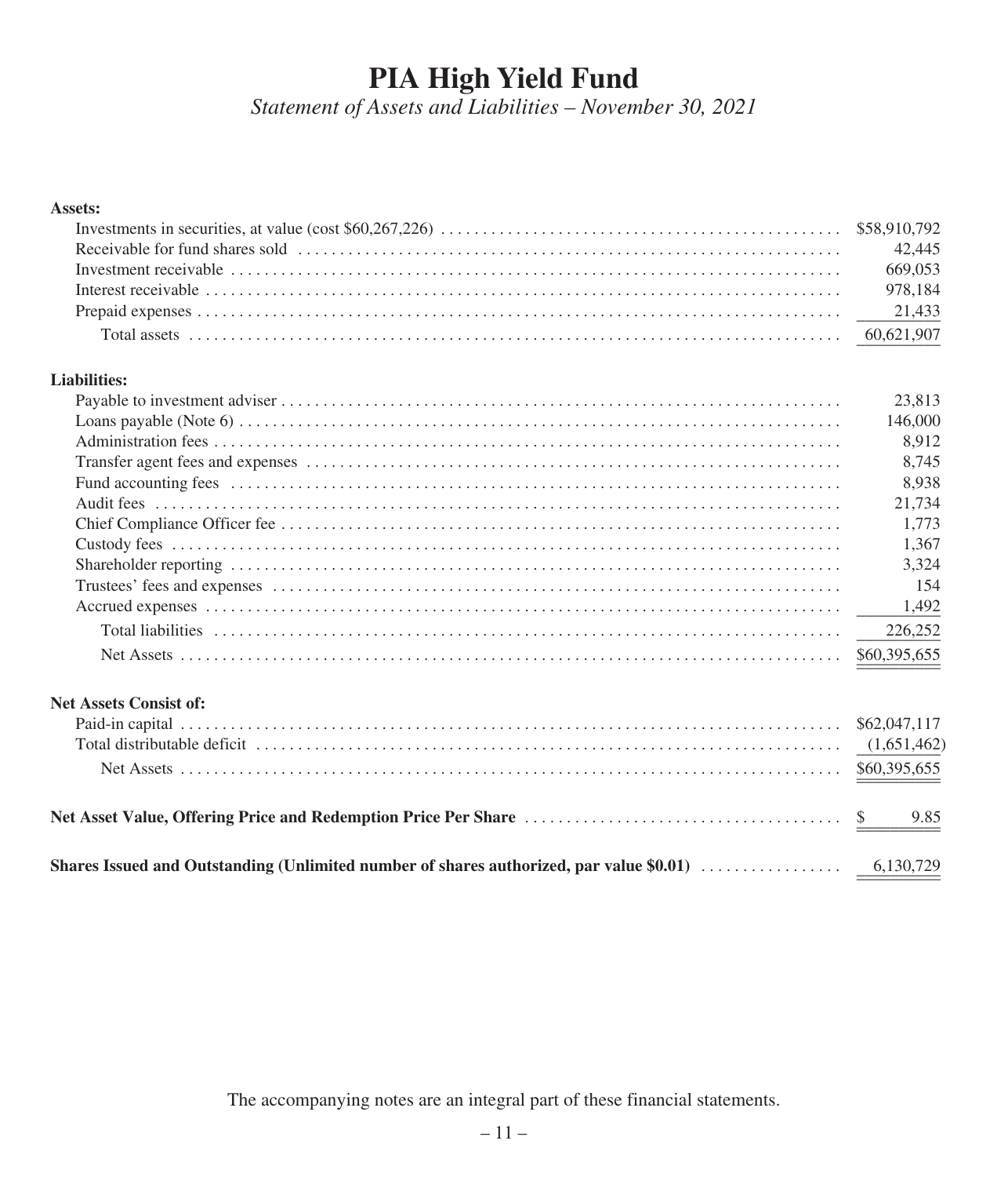# PIA High Yield Fund

*Statement of Assets and Liabilities – November 30, 2021*

| | |
|---|---|
| **Assets:** | |
| Investments in securities, at value (cost $60,267,226) | $58,910,792 |
| Receivable for fund shares sold | 42,445 |
| Investment receivable | 669,053 |
| Interest receivable | 978,184 |
| Prepaid expenses | 21,433 |
| Total assets | 60,621,907 |
| **Liabilities:** | |
| Payable to investment adviser | 23,813 |
| Loans payable (Note 6) | 146,000 |
| Administration fees | 8,912 |
| Transfer agent fees and expenses | 8,745 |
| Fund accounting fees | 8,938 |
| Audit fees | 21,734 |
| Chief Compliance Officer fee | 1,773 |
| Custody fees | 1,367 |
| Shareholder reporting | 3,324 |
| Trustees' fees and expenses | 154 |
| Accrued expenses | 1,492 |
| Total liabilities | 226,252 |
| Net Assets | $60,395,655 |
| **Net Assets Consist of:** | |
| Paid-in capital | $62,047,117 |
| Total distributable deficit | (1,651,462) |
| Net Assets | $60,395,655 |
| **Net Asset Value, Offering Price and Redemption Price Per Share** | $ 9.85 |
| **Shares Issued and Outstanding (Unlimited number of shares authorized, par value $0.01)** | 6,130,729 |

The accompanying notes are an integral part of these financial statements.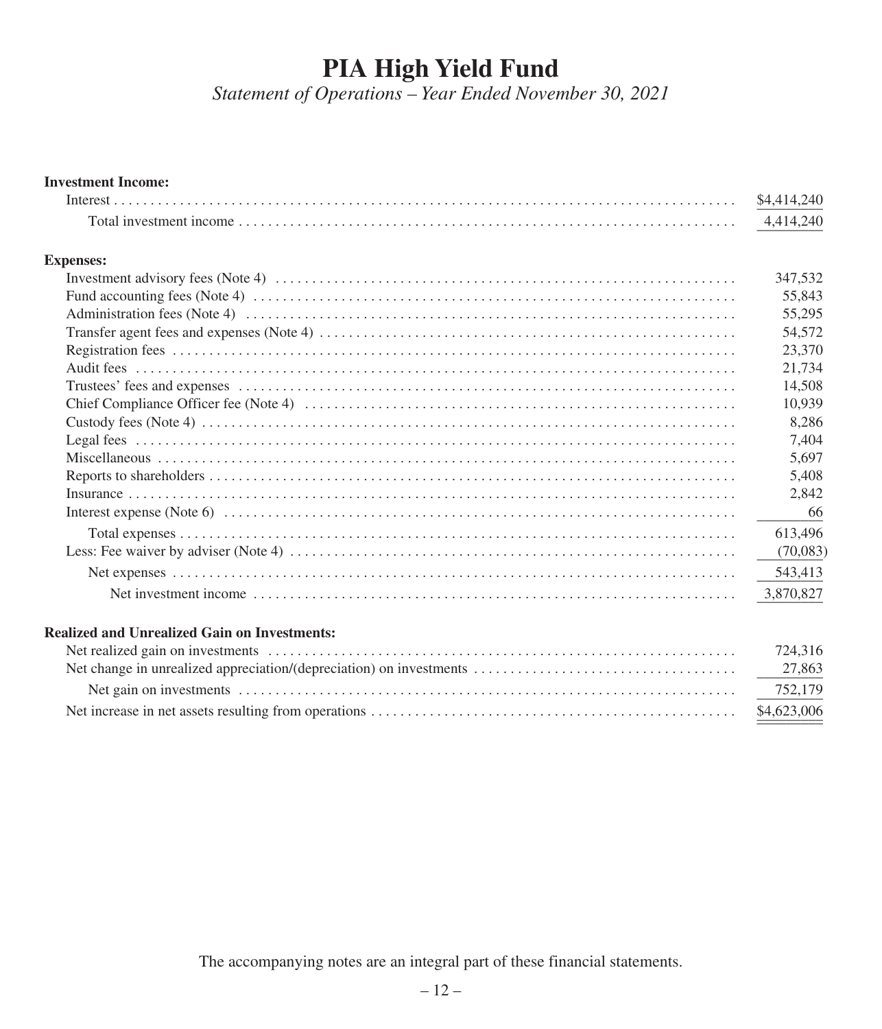# PIA High Yield Fund

*Statement of Operations – Year Ended November 30, 2021*

| | |
|---|---|
| **Investment Income:** | |
| Interest | $4,414,240 |
| Total investment income | 4,414,240 |
| **Expenses:** | |
| Investment advisory fees (Note 4) | 347,532 |
| Fund accounting fees (Note 4) | 55,843 |
| Administration fees (Note 4) | 55,295 |
| Transfer agent fees and expenses (Note 4) | 54,572 |
| Registration fees | 23,370 |
| Audit fees | 21,734 |
| Trustees' fees and expenses | 14,508 |
| Chief Compliance Officer fee (Note 4) | 10,939 |
| Custody fees (Note 4) | 8,286 |
| Legal fees | 7,404 |
| Miscellaneous | 5,697 |
| Reports to shareholders | 5,408 |
| Insurance | 2,842 |
| Interest expense (Note 6) | 66 |
| Total expenses | 613,496 |
| Less: Fee waiver by adviser (Note 4) | (70,083) |
| Net expenses | 543,413 |
| Net investment income | 3,870,827 |
| **Realized and Unrealized Gain on Investments:** | |
| Net realized gain on investments | 724,316 |
| Net change in unrealized appreciation/(depreciation) on investments | 27,863 |
| Net gain on investments | 752,179 |
| Net increase in net assets resulting from operations | $4,623,006 |

The accompanying notes are an integral part of these financial statements.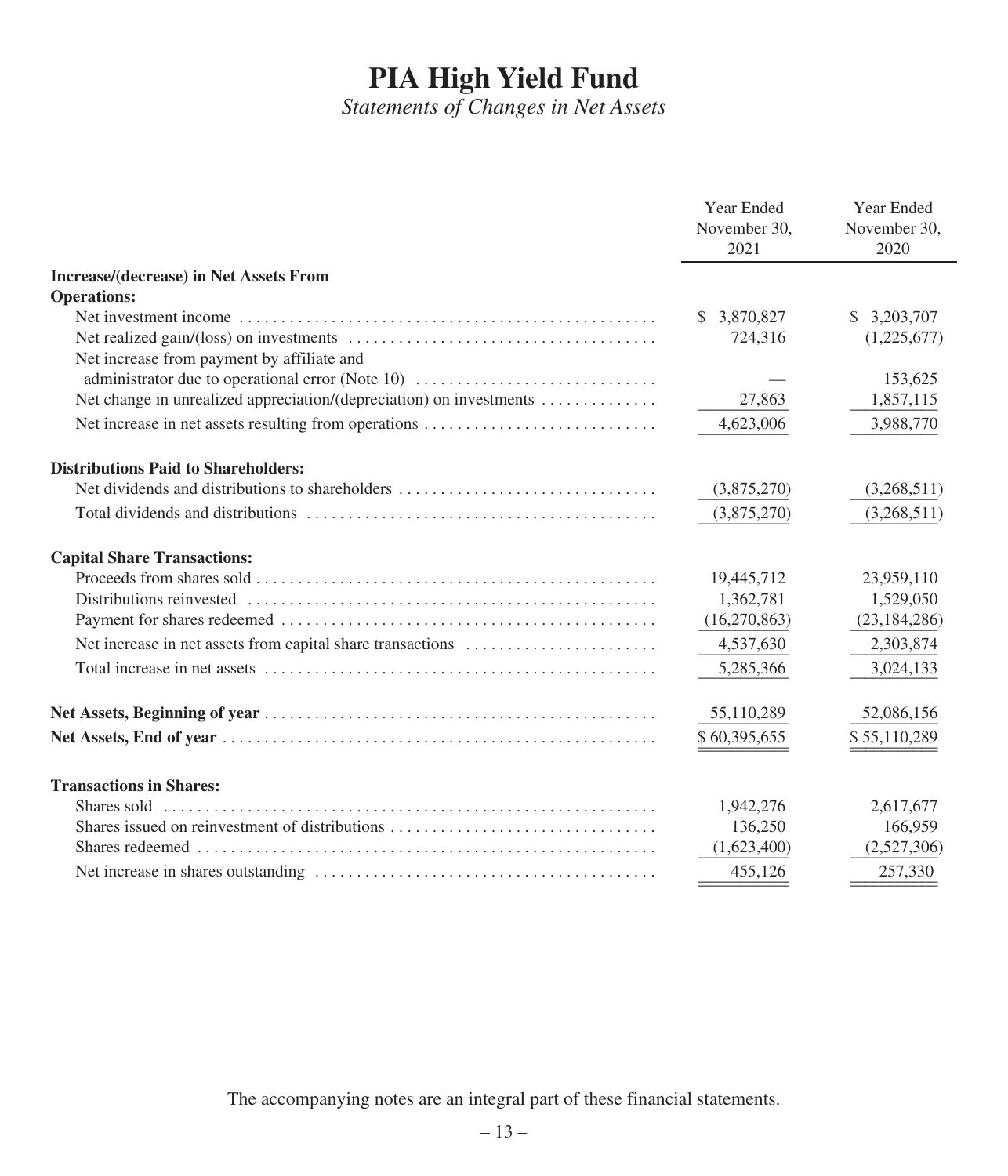# PIA High Yield Fund

*Statements of Changes in Net Assets*

| | Year Ended November 30, 2021 | Year Ended November 30, 2020 |
|---|---|---|
| **Increase/(decrease) in Net Assets From Operations:** | | |
| Net investment income | $ 3,870,827 | $ 3,203,707 |
| Net realized gain/(loss) on investments | 724,316 | (1,225,677) |
| Net increase from payment by affiliate and administrator due to operational error (Note 10) | — | 153,625 |
| Net change in unrealized appreciation/(depreciation) on investments | 27,863 | 1,857,115 |
| Net increase in net assets resulting from operations | 4,623,006 | 3,988,770 |
| **Distributions Paid to Shareholders:** | | |
| Net dividends and distributions to shareholders | (3,875,270) | (3,268,511) |
| Total dividends and distributions | (3,875,270) | (3,268,511) |
| **Capital Share Transactions:** | | |
| Proceeds from shares sold | 19,445,712 | 23,959,110 |
| Distributions reinvested | 1,362,781 | 1,529,050 |
| Payment for shares redeemed | (16,270,863) | (23,184,286) |
| Net increase in net assets from capital share transactions | 4,537,630 | 2,303,874 |
| Total increase in net assets | 5,285,366 | 3,024,133 |
| **Net Assets, Beginning of year** | 55,110,289 | 52,086,156 |
| **Net Assets, End of year** | $ 60,395,655 | $ 55,110,289 |
| **Transactions in Shares:** | | |
| Shares sold | 1,942,276 | 2,617,677 |
| Shares issued on reinvestment of distributions | 136,250 | 166,959 |
| Shares redeemed | (1,623,400) | (2,527,306) |
| Net increase in shares outstanding | 455,126 | 257,330 |

The accompanying notes are an integral part of these financial statements.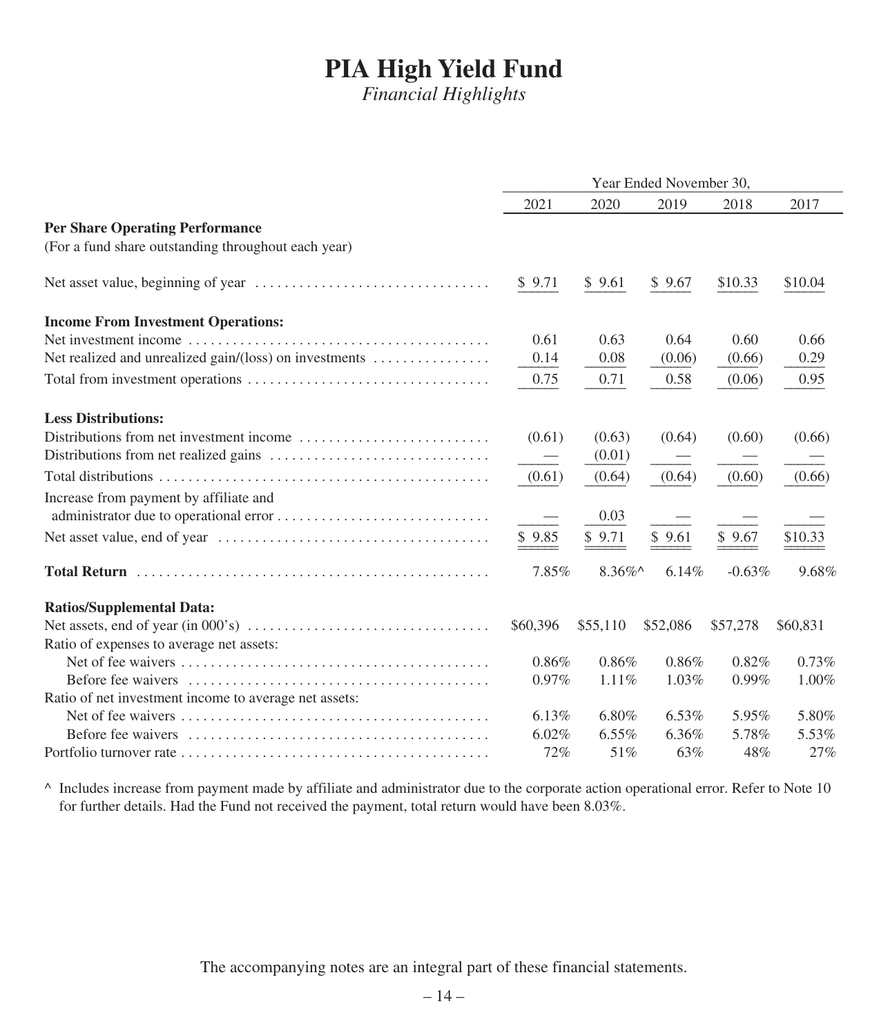# PIA High Yield Fund

*Financial Highlights*

| | Year Ended November 30, | | | | |
|---|---|---|---|---|---|
| | 2021 | 2020 | 2019 | 2018 | 2017 |
| **Per Share Operating Performance** | | | | | |
| (For a fund share outstanding throughout each year) | | | | | |
| Net asset value, beginning of year | $ 9.71 | $ 9.61 | $ 9.67 | $10.33 | $10.04 |
| **Income From Investment Operations:** | | | | | |
| Net investment income | 0.61 | 0.63 | 0.64 | 0.60 | 0.66 |
| Net realized and unrealized gain/(loss) on investments | 0.14 | 0.08 | (0.06) | (0.66) | 0.29 |
| Total from investment operations | 0.75 | 0.71 | 0.58 | (0.06) | 0.95 |
| **Less Distributions:** | | | | | |
| Distributions from net investment income | (0.61) | (0.63) | (0.64) | (0.60) | (0.66) |
| Distributions from net realized gains | — | (0.01) | — | — | — |
| Total distributions | (0.61) | (0.64) | (0.64) | (0.60) | (0.66) |
| Increase from payment by affiliate and administrator due to operational error | — | 0.03 | — | — | — |
| Net asset value, end of year | $ 9.85 | $ 9.71 | $ 9.61 | $ 9.67 | $10.33 |
| **Total Return** | 7.85% | 8.36%^ | 6.14% | -0.63% | 9.68% |
| **Ratios/Supplemental Data:** | | | | | |
| Net assets, end of year (in 000's) | $60,396 | $55,110 | $52,086 | $57,278 | $60,831 |
| Ratio of expenses to average net assets: | | | | | |
| Net of fee waivers | 0.86% | 0.86% | 0.86% | 0.82% | 0.73% |
| Before fee waivers | 0.97% | 1.11% | 1.03% | 0.99% | 1.00% |
| Ratio of net investment income to average net assets: | | | | | |
| Net of fee waivers | 6.13% | 6.80% | 6.53% | 5.95% | 5.80% |
| Before fee waivers | 6.02% | 6.55% | 6.36% | 5.78% | 5.53% |
| Portfolio turnover rate | 72% | 51% | 63% | 48% | 27% |

^ Includes increase from payment made by affiliate and administrator due to the corporate action operational error. Refer to Note 10 for further details. Had the Fund not received the payment, total return would have been 8.03%.

The accompanying notes are an integral part of these financial statements.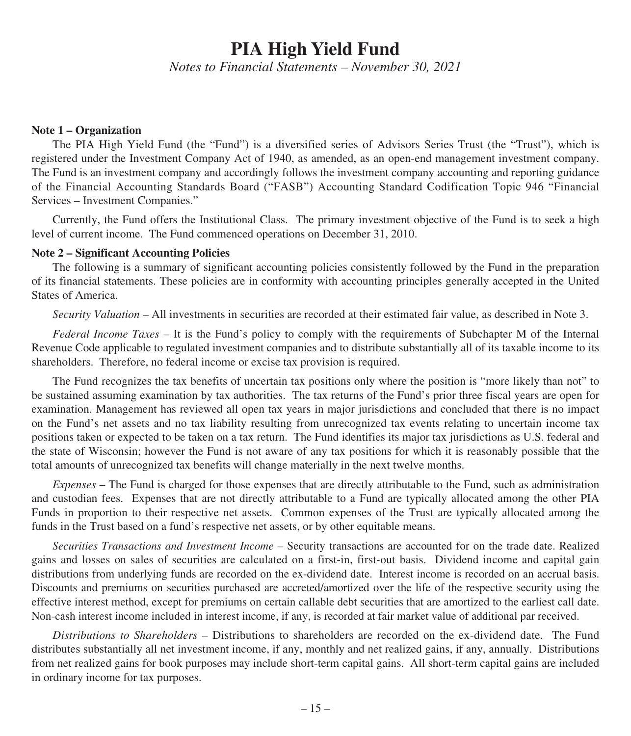# PIA High Yield Fund

*Notes to Financial Statements – November 30, 2021*

**Note 1 – Organization**

The PIA High Yield Fund (the "Fund") is a diversified series of Advisors Series Trust (the "Trust"), which is registered under the Investment Company Act of 1940, as amended, as an open-end management investment company. The Fund is an investment company and accordingly follows the investment company accounting and reporting guidance of the Financial Accounting Standards Board ("FASB") Accounting Standard Codification Topic 946 "Financial Services – Investment Companies."

Currently, the Fund offers the Institutional Class. The primary investment objective of the Fund is to seek a high level of current income. The Fund commenced operations on December 31, 2010.

**Note 2 – Significant Accounting Policies**

The following is a summary of significant accounting policies consistently followed by the Fund in the preparation of its financial statements. These policies are in conformity with accounting principles generally accepted in the United States of America.

*Security Valuation* – All investments in securities are recorded at their estimated fair value, as described in Note 3.

*Federal Income Taxes* – It is the Fund's policy to comply with the requirements of Subchapter M of the Internal Revenue Code applicable to regulated investment companies and to distribute substantially all of its taxable income to its shareholders. Therefore, no federal income or excise tax provision is required.

The Fund recognizes the tax benefits of uncertain tax positions only where the position is "more likely than not" to be sustained assuming examination by tax authorities. The tax returns of the Fund's prior three fiscal years are open for examination. Management has reviewed all open tax years in major jurisdictions and concluded that there is no impact on the Fund's net assets and no tax liability resulting from unrecognized tax events relating to uncertain income tax positions taken or expected to be taken on a tax return. The Fund identifies its major tax jurisdictions as U.S. federal and the state of Wisconsin; however the Fund is not aware of any tax positions for which it is reasonably possible that the total amounts of unrecognized tax benefits will change materially in the next twelve months.

*Expenses* – The Fund is charged for those expenses that are directly attributable to the Fund, such as administration and custodian fees. Expenses that are not directly attributable to a Fund are typically allocated among the other PIA Funds in proportion to their respective net assets. Common expenses of the Trust are typically allocated among the funds in the Trust based on a fund's respective net assets, or by other equitable means.

*Securities Transactions and Investment Income* – Security transactions are accounted for on the trade date. Realized gains and losses on sales of securities are calculated on a first-in, first-out basis. Dividend income and capital gain distributions from underlying funds are recorded on the ex-dividend date. Interest income is recorded on an accrual basis. Discounts and premiums on securities purchased are accreted/amortized over the life of the respective security using the effective interest method, except for premiums on certain callable debt securities that are amortized to the earliest call date. Non-cash interest income included in interest income, if any, is recorded at fair market value of additional par received.

*Distributions to Shareholders* – Distributions to shareholders are recorded on the ex-dividend date. The Fund distributes substantially all net investment income, if any, monthly and net realized gains, if any, annually. Distributions from net realized gains for book purposes may include short-term capital gains. All short-term capital gains are included in ordinary income for tax purposes.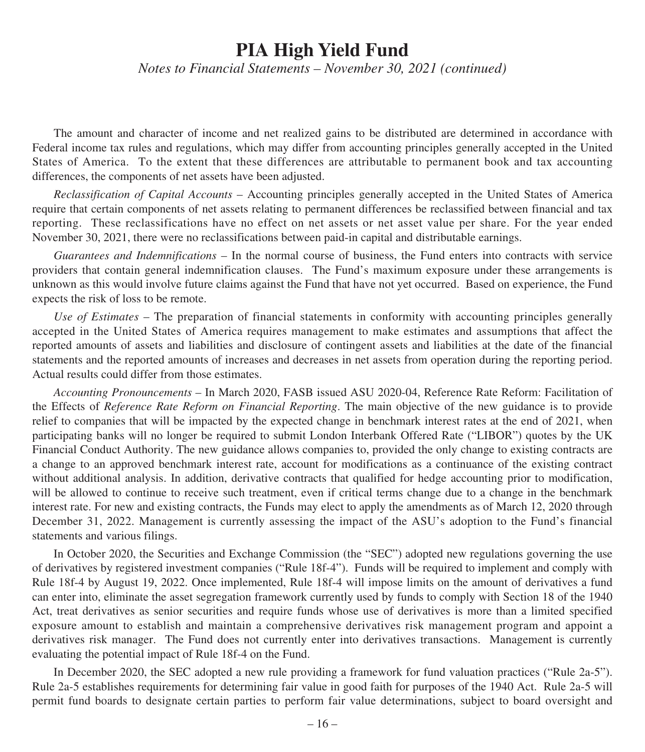The amount and character of income and net realized gains to be distributed are determined in accordance with Federal income tax rules and regulations, which may differ from accounting principles generally accepted in the United States of America. To the extent that these differences are attributable to permanent book and tax accounting differences, the components of net assets have been adjusted.

*Reclassification of Capital Accounts* – Accounting principles generally accepted in the United States of America require that certain components of net assets relating to permanent differences be reclassified between financial and tax reporting. These reclassifications have no effect on net assets or net asset value per share. For the year ended November 30, 2021, there were no reclassifications between paid-in capital and distributable earnings.

*Guarantees and Indemnifications* – In the normal course of business, the Fund enters into contracts with service providers that contain general indemnification clauses. The Fund's maximum exposure under these arrangements is unknown as this would involve future claims against the Fund that have not yet occurred. Based on experience, the Fund expects the risk of loss to be remote.

*Use of Estimates* – The preparation of financial statements in conformity with accounting principles generally accepted in the United States of America requires management to make estimates and assumptions that affect the reported amounts of assets and liabilities and disclosure of contingent assets and liabilities at the date of the financial statements and the reported amounts of increases and decreases in net assets from operation during the reporting period. Actual results could differ from those estimates.

*Accounting Pronouncements* – In March 2020, FASB issued ASU 2020-04, Reference Rate Reform: Facilitation of the Effects of *Reference Rate Reform on Financial Reporting*. The main objective of the new guidance is to provide relief to companies that will be impacted by the expected change in benchmark interest rates at the end of 2021, when participating banks will no longer be required to submit London Interbank Offered Rate ("LIBOR") quotes by the UK Financial Conduct Authority. The new guidance allows companies to, provided the only change to existing contracts are a change to an approved benchmark interest rate, account for modifications as a continuance of the existing contract without additional analysis. In addition, derivative contracts that qualified for hedge accounting prior to modification, will be allowed to continue to receive such treatment, even if critical terms change due to a change in the benchmark interest rate. For new and existing contracts, the Funds may elect to apply the amendments as of March 12, 2020 through December 31, 2022. Management is currently assessing the impact of the ASU's adoption to the Fund's financial statements and various filings.

In October 2020, the Securities and Exchange Commission (the "SEC") adopted new regulations governing the use of derivatives by registered investment companies ("Rule 18f-4"). Funds will be required to implement and comply with Rule 18f-4 by August 19, 2022. Once implemented, Rule 18f-4 will impose limits on the amount of derivatives a fund can enter into, eliminate the asset segregation framework currently used by funds to comply with Section 18 of the 1940 Act, treat derivatives as senior securities and require funds whose use of derivatives is more than a limited specified exposure amount to establish and maintain a comprehensive derivatives risk management program and appoint a derivatives risk manager. The Fund does not currently enter into derivatives transactions. Management is currently evaluating the potential impact of Rule 18f-4 on the Fund.

In December 2020, the SEC adopted a new rule providing a framework for fund valuation practices ("Rule 2a-5"). Rule 2a-5 establishes requirements for determining fair value in good faith for purposes of the 1940 Act. Rule 2a-5 will permit fund boards to designate certain parties to perform fair value determinations, subject to board oversight and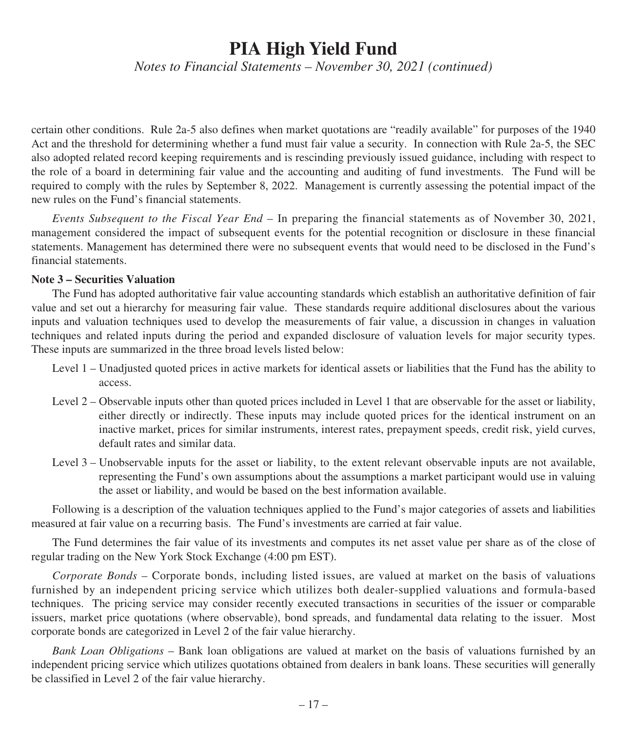certain other conditions. Rule 2a-5 also defines when market quotations are "readily available" for purposes of the 1940 Act and the threshold for determining whether a fund must fair value a security. In connection with Rule 2a-5, the SEC also adopted related record keeping requirements and is rescinding previously issued guidance, including with respect to the role of a board in determining fair value and the accounting and auditing of fund investments. The Fund will be required to comply with the rules by September 8, 2022. Management is currently assessing the potential impact of the new rules on the Fund's financial statements.

*Events Subsequent to the Fiscal Year End* – In preparing the financial statements as of November 30, 2021, management considered the impact of subsequent events for the potential recognition or disclosure in these financial statements. Management has determined there were no subsequent events that would need to be disclosed in the Fund's financial statements.

**Note 3 – Securities Valuation**

The Fund has adopted authoritative fair value accounting standards which establish an authoritative definition of fair value and set out a hierarchy for measuring fair value. These standards require additional disclosures about the various inputs and valuation techniques used to develop the measurements of fair value, a discussion in changes in valuation techniques and related inputs during the period and expanded disclosure of valuation levels for major security types. These inputs are summarized in the three broad levels listed below:

Level 1 – Unadjusted quoted prices in active markets for identical assets or liabilities that the Fund has the ability to access.

Level 2 – Observable inputs other than quoted prices included in Level 1 that are observable for the asset or liability, either directly or indirectly. These inputs may include quoted prices for the identical instrument on an inactive market, prices for similar instruments, interest rates, prepayment speeds, credit risk, yield curves, default rates and similar data.

Level 3 – Unobservable inputs for the asset or liability, to the extent relevant observable inputs are not available, representing the Fund's own assumptions about the assumptions a market participant would use in valuing the asset or liability, and would be based on the best information available.

Following is a description of the valuation techniques applied to the Fund's major categories of assets and liabilities measured at fair value on a recurring basis. The Fund's investments are carried at fair value.

The Fund determines the fair value of its investments and computes its net asset value per share as of the close of regular trading on the New York Stock Exchange (4:00 pm EST).

*Corporate Bonds* – Corporate bonds, including listed issues, are valued at market on the basis of valuations furnished by an independent pricing service which utilizes both dealer-supplied valuations and formula-based techniques. The pricing service may consider recently executed transactions in securities of the issuer or comparable issuers, market price quotations (where observable), bond spreads, and fundamental data relating to the issuer. Most corporate bonds are categorized in Level 2 of the fair value hierarchy.

*Bank Loan Obligations* – Bank loan obligations are valued at market on the basis of valuations furnished by an independent pricing service which utilizes quotations obtained from dealers in bank loans. These securities will generally be classified in Level 2 of the fair value hierarchy.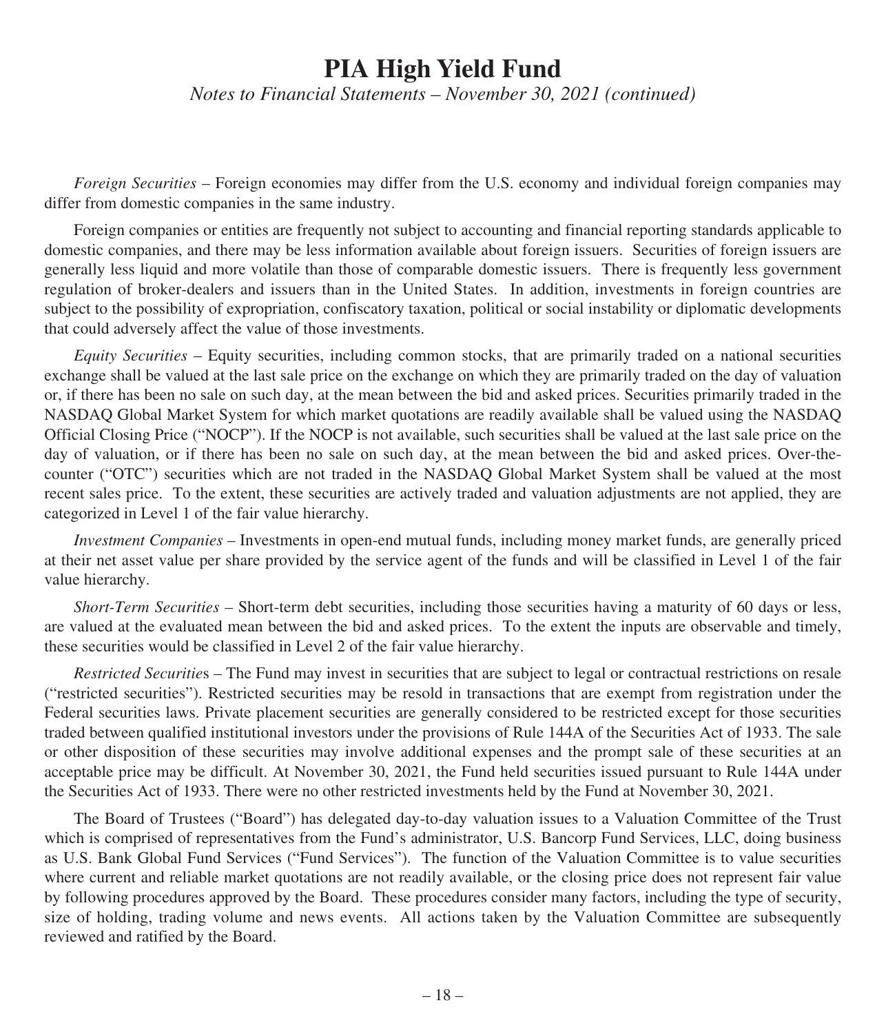*Foreign Securities* – Foreign economies may differ from the U.S. economy and individual foreign companies may differ from domestic companies in the same industry.

Foreign companies or entities are frequently not subject to accounting and financial reporting standards applicable to domestic companies, and there may be less information available about foreign issuers. Securities of foreign issuers are generally less liquid and more volatile than those of comparable domestic issuers. There is frequently less government regulation of broker-dealers and issuers than in the United States. In addition, investments in foreign countries are subject to the possibility of expropriation, confiscatory taxation, political or social instability or diplomatic developments that could adversely affect the value of those investments.

*Equity Securities* – Equity securities, including common stocks, that are primarily traded on a national securities exchange shall be valued at the last sale price on the exchange on which they are primarily traded on the day of valuation or, if there has been no sale on such day, at the mean between the bid and asked prices. Securities primarily traded in the NASDAQ Global Market System for which market quotations are readily available shall be valued using the NASDAQ Official Closing Price ("NOCP"). If the NOCP is not available, such securities shall be valued at the last sale price on the day of valuation, or if there has been no sale on such day, at the mean between the bid and asked prices. Over-the-counter ("OTC") securities which are not traded in the NASDAQ Global Market System shall be valued at the most recent sales price. To the extent, these securities are actively traded and valuation adjustments are not applied, they are categorized in Level 1 of the fair value hierarchy.

*Investment Companies* – Investments in open-end mutual funds, including money market funds, are generally priced at their net asset value per share provided by the service agent of the funds and will be classified in Level 1 of the fair value hierarchy.

*Short-Term Securities* – Short-term debt securities, including those securities having a maturity of 60 days or less, are valued at the evaluated mean between the bid and asked prices. To the extent the inputs are observable and timely, these securities would be classified in Level 2 of the fair value hierarchy.

*Restricted Securities* – The Fund may invest in securities that are subject to legal or contractual restrictions on resale ("restricted securities"). Restricted securities may be resold in transactions that are exempt from registration under the Federal securities laws. Private placement securities are generally considered to be restricted except for those securities traded between qualified institutional investors under the provisions of Rule 144A of the Securities Act of 1933. The sale or other disposition of these securities may involve additional expenses and the prompt sale of these securities at an acceptable price may be difficult. At November 30, 2021, the Fund held securities issued pursuant to Rule 144A under the Securities Act of 1933. There were no other restricted investments held by the Fund at November 30, 2021.

The Board of Trustees ("Board") has delegated day-to-day valuation issues to a Valuation Committee of the Trust which is comprised of representatives from the Fund's administrator, U.S. Bancorp Fund Services, LLC, doing business as U.S. Bank Global Fund Services ("Fund Services"). The function of the Valuation Committee is to value securities where current and reliable market quotations are not readily available, or the closing price does not represent fair value by following procedures approved by the Board. These procedures consider many factors, including the type of security, size of holding, trading volume and news events. All actions taken by the Valuation Committee are subsequently reviewed and ratified by the Board.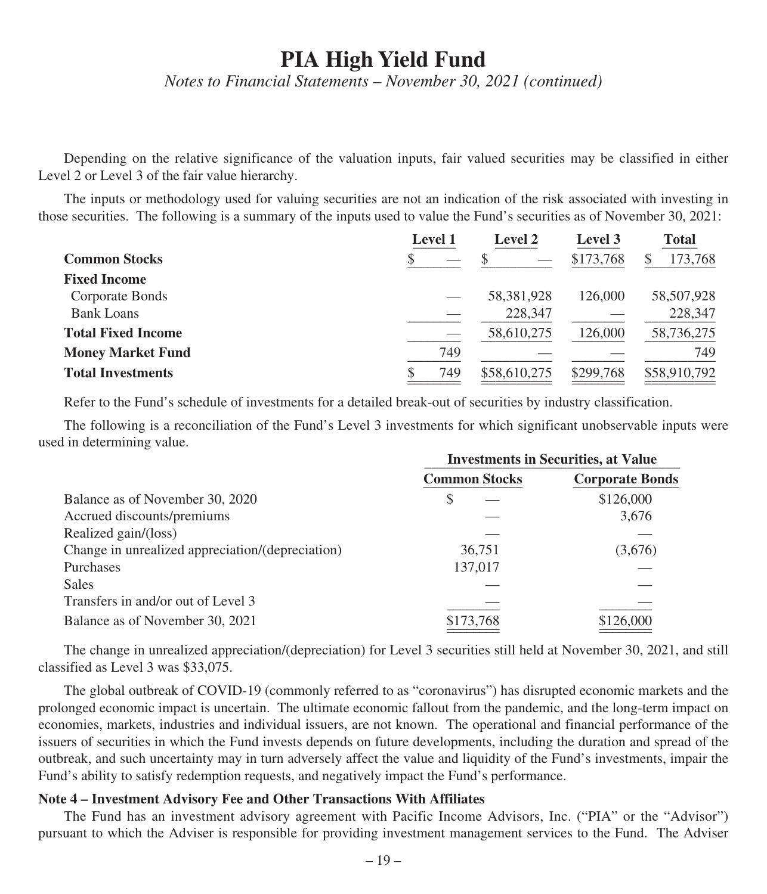# PIA High Yield Fund

*Notes to Financial Statements – November 30, 2021 (continued)*

Depending on the relative significance of the valuation inputs, fair valued securities may be classified in either Level 2 or Level 3 of the fair value hierarchy.

The inputs or methodology used for valuing securities are not an indication of the risk associated with investing in those securities. The following is a summary of the inputs used to value the Fund's securities as of November 30, 2021:

| | Level 1 | Level 2 | Level 3 | Total |
|---|---|---|---|---|
| **Common Stocks** | $ — | $ — | $173,768 | $ 173,768 |
| **Fixed Income** | | | | |
| Corporate Bonds | — | 58,381,928 | 126,000 | 58,507,928 |
| Bank Loans | — | 228,347 | — | 228,347 |
| **Total Fixed Income** | — | 58,610,275 | 126,000 | 58,736,275 |
| **Money Market Fund** | 749 | — | — | 749 |
| **Total Investments** | $ 749 | $58,610,275 | $299,768 | $58,910,792 |

Refer to the Fund's schedule of investments for a detailed break-out of securities by industry classification.

The following is a reconciliation of the Fund's Level 3 investments for which significant unobservable inputs were used in determining value.

| | Investments in Securities, at Value | |
|---|---|---|
| | **Common Stocks** | **Corporate Bonds** |
| Balance as of November 30, 2020 | $ — | $126,000 |
| Accrued discounts/premiums | — | 3,676 |
| Realized gain/(loss) | — | — |
| Change in unrealized appreciation/(depreciation) | 36,751 | (3,676) |
| Purchases | 137,017 | — |
| Sales | — | — |
| Transfers in and/or out of Level 3 | — | — |
| Balance as of November 30, 2021 | $173,768 | $126,000 |

The change in unrealized appreciation/(depreciation) for Level 3 securities still held at November 30, 2021, and still classified as Level 3 was $33,075.

The global outbreak of COVID-19 (commonly referred to as "coronavirus") has disrupted economic markets and the prolonged economic impact is uncertain. The ultimate economic fallout from the pandemic, and the long-term impact on economies, markets, industries and individual issuers, are not known. The operational and financial performance of the issuers of securities in which the Fund invests depends on future developments, including the duration and spread of the outbreak, and such uncertainty may in turn adversely affect the value and liquidity of the Fund's investments, impair the Fund's ability to satisfy redemption requests, and negatively impact the Fund's performance.

**Note 4 – Investment Advisory Fee and Other Transactions With Affiliates**

The Fund has an investment advisory agreement with Pacific Income Advisors, Inc. ("PIA" or the "Advisor") pursuant to which the Adviser is responsible for providing investment management services to the Fund. The Adviser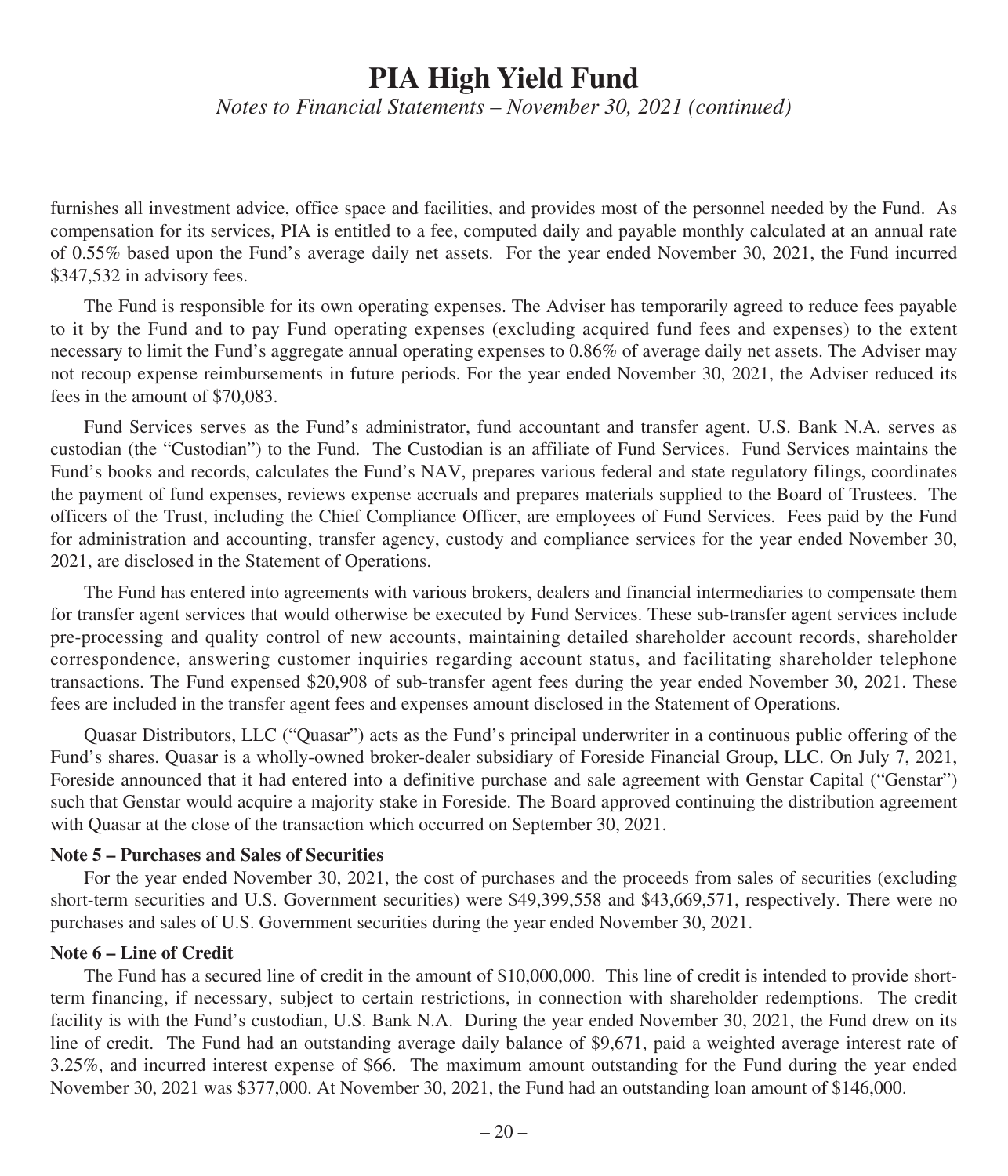furnishes all investment advice, office space and facilities, and provides most of the personnel needed by the Fund. As compensation for its services, PIA is entitled to a fee, computed daily and payable monthly calculated at an annual rate of 0.55% based upon the Fund's average daily net assets. For the year ended November 30, 2021, the Fund incurred $347,532 in advisory fees.

The Fund is responsible for its own operating expenses. The Adviser has temporarily agreed to reduce fees payable to it by the Fund and to pay Fund operating expenses (excluding acquired fund fees and expenses) to the extent necessary to limit the Fund's aggregate annual operating expenses to 0.86% of average daily net assets. The Adviser may not recoup expense reimbursements in future periods. For the year ended November 30, 2021, the Adviser reduced its fees in the amount of $70,083.

Fund Services serves as the Fund's administrator, fund accountant and transfer agent. U.S. Bank N.A. serves as custodian (the "Custodian") to the Fund. The Custodian is an affiliate of Fund Services. Fund Services maintains the Fund's books and records, calculates the Fund's NAV, prepares various federal and state regulatory filings, coordinates the payment of fund expenses, reviews expense accruals and prepares materials supplied to the Board of Trustees. The officers of the Trust, including the Chief Compliance Officer, are employees of Fund Services. Fees paid by the Fund for administration and accounting, transfer agency, custody and compliance services for the year ended November 30, 2021, are disclosed in the Statement of Operations.

The Fund has entered into agreements with various brokers, dealers and financial intermediaries to compensate them for transfer agent services that would otherwise be executed by Fund Services. These sub-transfer agent services include pre-processing and quality control of new accounts, maintaining detailed shareholder account records, shareholder correspondence, answering customer inquiries regarding account status, and facilitating shareholder telephone transactions. The Fund expensed $20,908 of sub-transfer agent fees during the year ended November 30, 2021. These fees are included in the transfer agent fees and expenses amount disclosed in the Statement of Operations.

Quasar Distributors, LLC ("Quasar") acts as the Fund's principal underwriter in a continuous public offering of the Fund's shares. Quasar is a wholly-owned broker-dealer subsidiary of Foreside Financial Group, LLC. On July 7, 2021, Foreside announced that it had entered into a definitive purchase and sale agreement with Genstar Capital ("Genstar") such that Genstar would acquire a majority stake in Foreside. The Board approved continuing the distribution agreement with Quasar at the close of the transaction which occurred on September 30, 2021.

**Note 5 – Purchases and Sales of Securities**

For the year ended November 30, 2021, the cost of purchases and the proceeds from sales of securities (excluding short-term securities and U.S. Government securities) were $49,399,558 and $43,669,571, respectively. There were no purchases and sales of U.S. Government securities during the year ended November 30, 2021.

**Note 6 – Line of Credit**

The Fund has a secured line of credit in the amount of $10,000,000. This line of credit is intended to provide short-term financing, if necessary, subject to certain restrictions, in connection with shareholder redemptions. The credit facility is with the Fund's custodian, U.S. Bank N.A. During the year ended November 30, 2021, the Fund drew on its line of credit. The Fund had an outstanding average daily balance of $9,671, paid a weighted average interest rate of 3.25%, and incurred interest expense of $66. The maximum amount outstanding for the Fund during the year ended November 30, 2021 was $377,000. At November 30, 2021, the Fund had an outstanding loan amount of $146,000.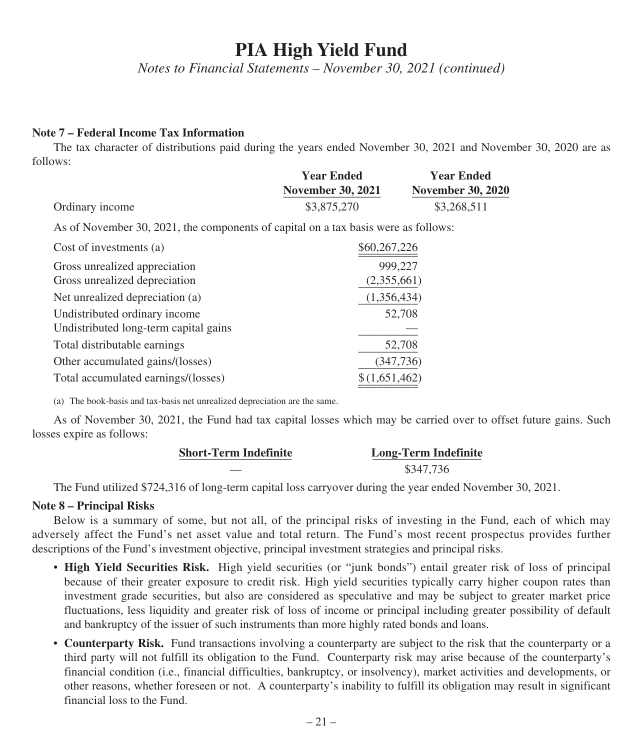# PIA High Yield Fund

*Notes to Financial Statements – November 30, 2021 (continued)*

**Note 7 – Federal Income Tax Information**

The tax character of distributions paid during the years ended November 30, 2021 and November 30, 2020 are as follows:

| | Year Ended November 30, 2021 | Year Ended November 30, 2020 |
|---|---|---|
| Ordinary income | $3,875,270 | $3,268,511 |

As of November 30, 2021, the components of capital on a tax basis were as follows:

| | |
|---|---|
| Cost of investments (a) | $60,267,226 |
| Gross unrealized appreciation | 999,227 |
| Gross unrealized depreciation | (2,355,661) |
| Net unrealized depreciation (a) | (1,356,434) |
| Undistributed ordinary income | 52,708 |
| Undistributed long-term capital gains | — |
| Total distributable earnings | 52,708 |
| Other accumulated gains/(losses) | (347,736) |
| Total accumulated earnings/(losses) | $(1,651,462) |

(a) The book-basis and tax-basis net unrealized depreciation are the same.

As of November 30, 2021, the Fund had tax capital losses which may be carried over to offset future gains. Such losses expire as follows:

| Short-Term Indefinite | Long-Term Indefinite |
|---|---|
| — | $347,736 |

The Fund utilized $724,316 of long-term capital loss carryover during the year ended November 30, 2021.

**Note 8 – Principal Risks**

Below is a summary of some, but not all, of the principal risks of investing in the Fund, each of which may adversely affect the Fund's net asset value and total return. The Fund's most recent prospectus provides further descriptions of the Fund's investment objective, principal investment strategies and principal risks.

- **High Yield Securities Risk.** High yield securities (or "junk bonds") entail greater risk of loss of principal because of their greater exposure to credit risk. High yield securities typically carry higher coupon rates than investment grade securities, but also are considered as speculative and may be subject to greater market price fluctuations, less liquidity and greater risk of loss of income or principal including greater possibility of default and bankruptcy of the issuer of such instruments than more highly rated bonds and loans.
- **Counterparty Risk.** Fund transactions involving a counterparty are subject to the risk that the counterparty or a third party will not fulfill its obligation to the Fund. Counterparty risk may arise because of the counterparty's financial condition (i.e., financial difficulties, bankruptcy, or insolvency), market activities and developments, or other reasons, whether foreseen or not. A counterparty's inability to fulfill its obligation may result in significant financial loss to the Fund.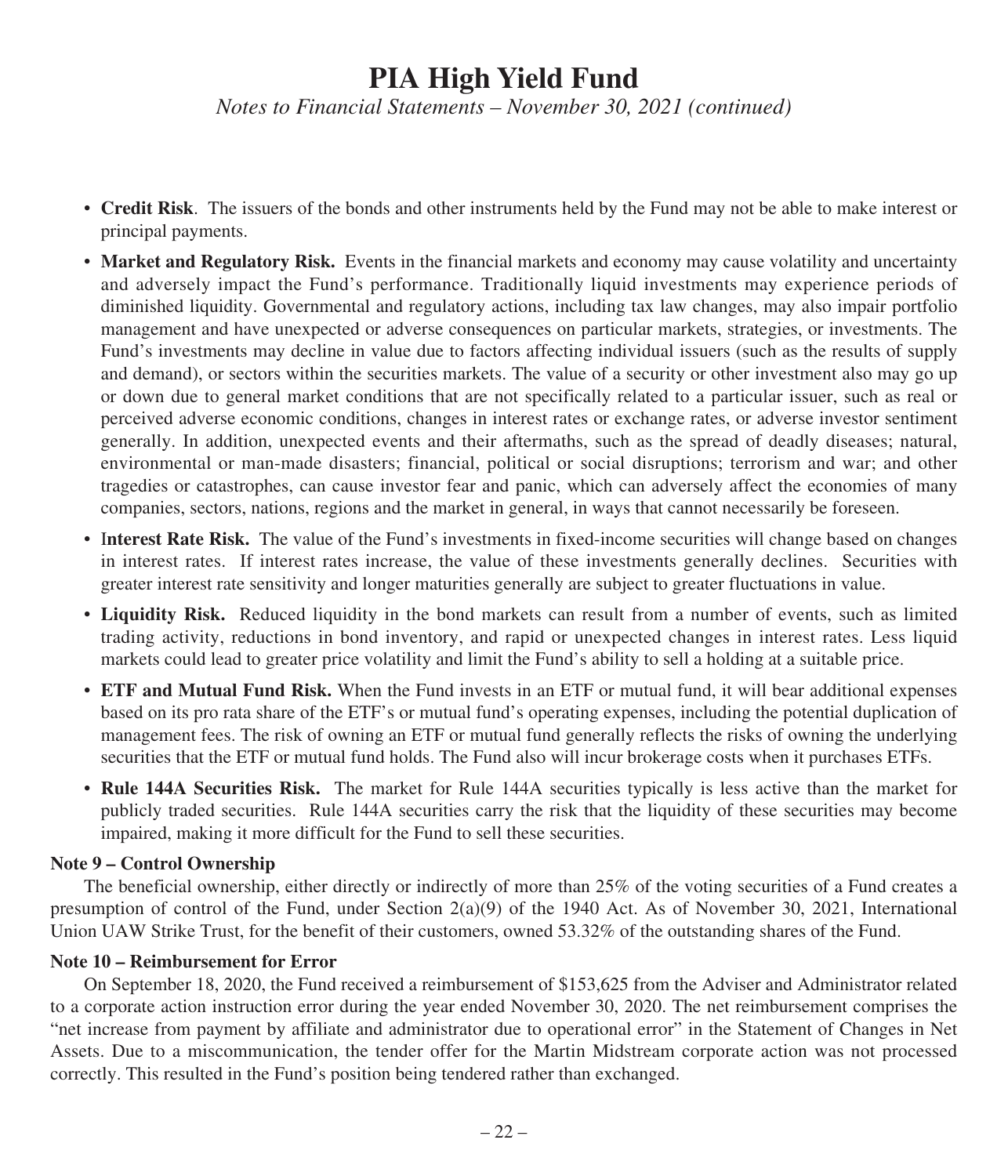- **Credit Risk**. The issuers of the bonds and other instruments held by the Fund may not be able to make interest or principal payments.
- **Market and Regulatory Risk.** Events in the financial markets and economy may cause volatility and uncertainty and adversely impact the Fund's performance. Traditionally liquid investments may experience periods of diminished liquidity. Governmental and regulatory actions, including tax law changes, may also impair portfolio management and have unexpected or adverse consequences on particular markets, strategies, or investments. The Fund's investments may decline in value due to factors affecting individual issuers (such as the results of supply and demand), or sectors within the securities markets. The value of a security or other investment also may go up or down due to general market conditions that are not specifically related to a particular issuer, such as real or perceived adverse economic conditions, changes in interest rates or exchange rates, or adverse investor sentiment generally. In addition, unexpected events and their aftermaths, such as the spread of deadly diseases; natural, environmental or man-made disasters; financial, political or social disruptions; terrorism and war; and other tragedies or catastrophes, can cause investor fear and panic, which can adversely affect the economies of many companies, sectors, nations, regions and the market in general, in ways that cannot necessarily be foreseen.
- **Interest Rate Risk.** The value of the Fund's investments in fixed-income securities will change based on changes in interest rates. If interest rates increase, the value of these investments generally declines. Securities with greater interest rate sensitivity and longer maturities generally are subject to greater fluctuations in value.
- **Liquidity Risk.** Reduced liquidity in the bond markets can result from a number of events, such as limited trading activity, reductions in bond inventory, and rapid or unexpected changes in interest rates. Less liquid markets could lead to greater price volatility and limit the Fund's ability to sell a holding at a suitable price.
- **ETF and Mutual Fund Risk.** When the Fund invests in an ETF or mutual fund, it will bear additional expenses based on its pro rata share of the ETF's or mutual fund's operating expenses, including the potential duplication of management fees. The risk of owning an ETF or mutual fund generally reflects the risks of owning the underlying securities that the ETF or mutual fund holds. The Fund also will incur brokerage costs when it purchases ETFs.
- **Rule 144A Securities Risk.** The market for Rule 144A securities typically is less active than the market for publicly traded securities. Rule 144A securities carry the risk that the liquidity of these securities may become impaired, making it more difficult for the Fund to sell these securities.

### Note 9 – Control Ownership

The beneficial ownership, either directly or indirectly of more than 25% of the voting securities of a Fund creates a presumption of control of the Fund, under Section 2(a)(9) of the 1940 Act. As of November 30, 2021, International Union UAW Strike Trust, for the benefit of their customers, owned 53.32% of the outstanding shares of the Fund.

### Note 10 – Reimbursement for Error

On September 18, 2020, the Fund received a reimbursement of $153,625 from the Adviser and Administrator related to a corporate action instruction error during the year ended November 30, 2020. The net reimbursement comprises the "net increase from payment by affiliate and administrator due to operational error" in the Statement of Changes in Net Assets. Due to a miscommunication, the tender offer for the Martin Midstream corporate action was not processed correctly. This resulted in the Fund's position being tendered rather than exchanged.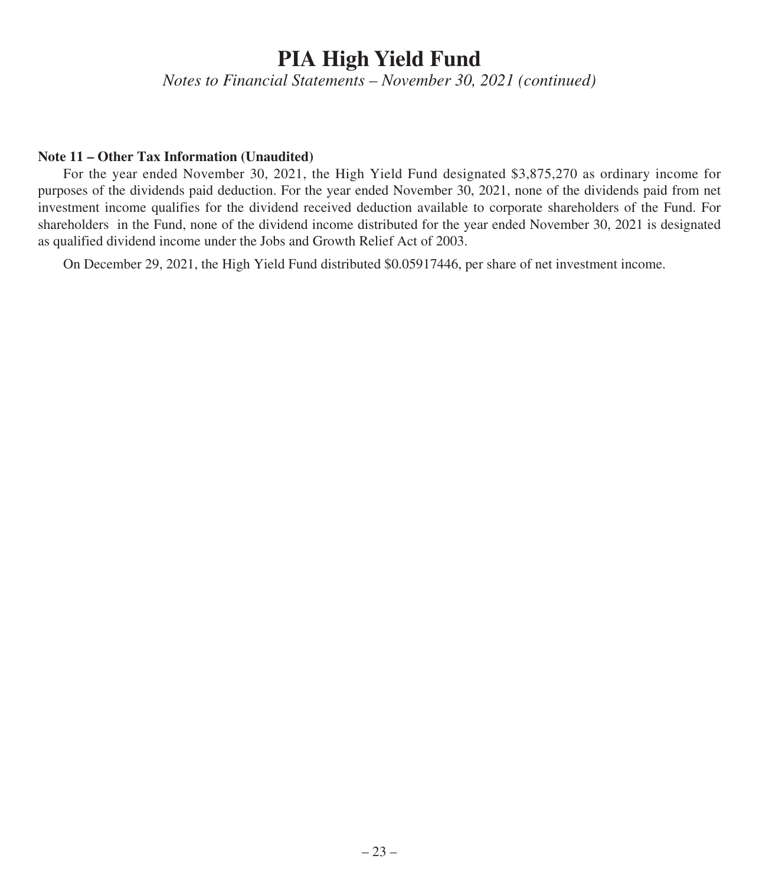# PIA High Yield Fund

*Notes to Financial Statements – November 30, 2021 (continued)*

**Note 11 – Other Tax Information (Unaudited)**

For the year ended November 30, 2021, the High Yield Fund designated $3,875,270 as ordinary income for purposes of the dividends paid deduction. For the year ended November 30, 2021, none of the dividends paid from net investment income qualifies for the dividend received deduction available to corporate shareholders of the Fund. For shareholders in the Fund, none of the dividend income distributed for the year ended November 30, 2021 is designated as qualified dividend income under the Jobs and Growth Relief Act of 2003.

On December 29, 2021, the High Yield Fund distributed $0.05917446, per share of net investment income.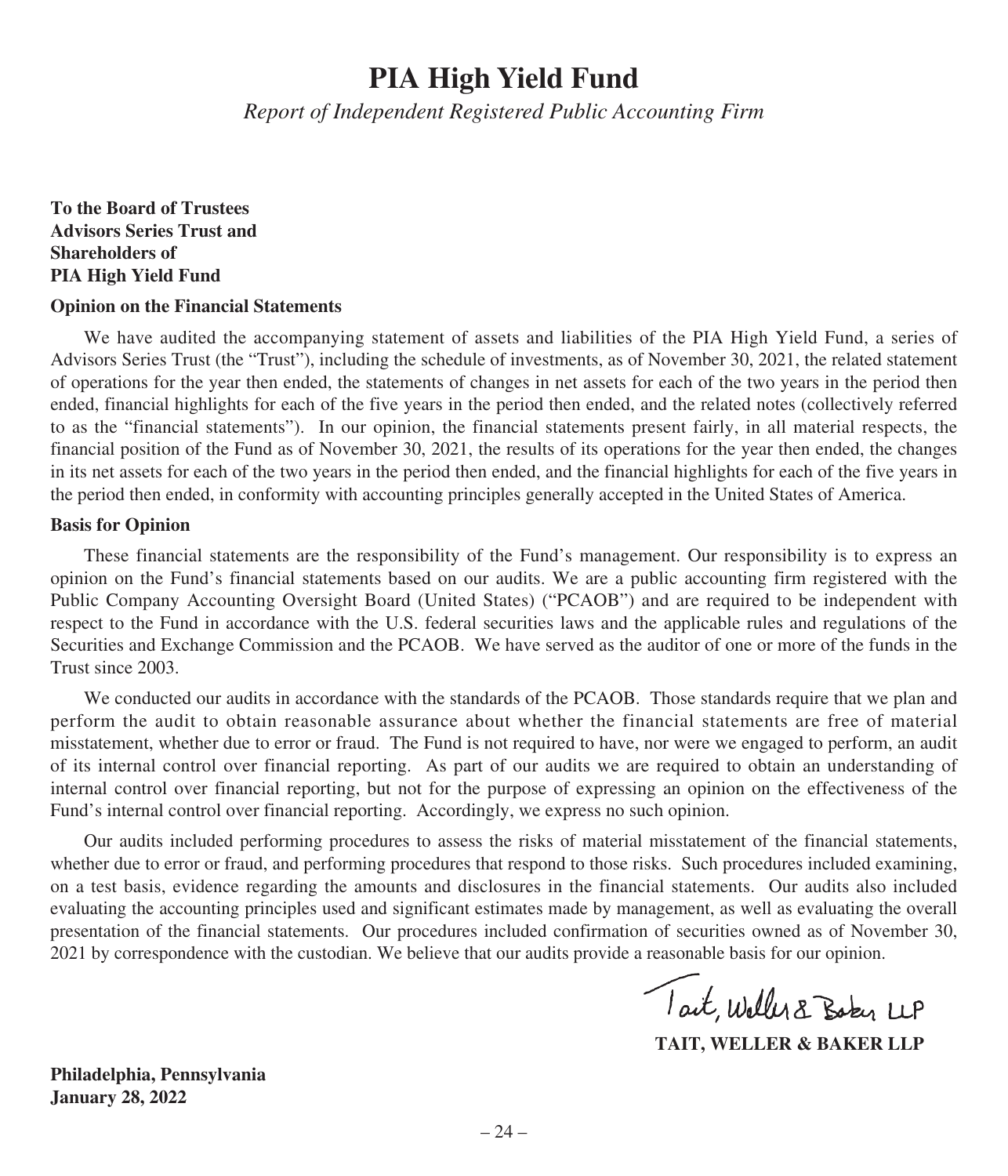# PIA High Yield Fund

*Report of Independent Registered Public Accounting Firm*

**To the Board of Trustees**
**Advisors Series Trust and**
**Shareholders of**
**PIA High Yield Fund**

**Opinion on the Financial Statements**

We have audited the accompanying statement of assets and liabilities of the PIA High Yield Fund, a series of Advisors Series Trust (the "Trust"), including the schedule of investments, as of November 30, 2021, the related statement of operations for the year then ended, the statements of changes in net assets for each of the two years in the period then ended, financial highlights for each of the five years in the period then ended, and the related notes (collectively referred to as the "financial statements"). In our opinion, the financial statements present fairly, in all material respects, the financial position of the Fund as of November 30, 2021, the results of its operations for the year then ended, the changes in its net assets for each of the two years in the period then ended, and the financial highlights for each of the five years in the period then ended, in conformity with accounting principles generally accepted in the United States of America.

**Basis for Opinion**

These financial statements are the responsibility of the Fund's management. Our responsibility is to express an opinion on the Fund's financial statements based on our audits. We are a public accounting firm registered with the Public Company Accounting Oversight Board (United States) ("PCAOB") and are required to be independent with respect to the Fund in accordance with the U.S. federal securities laws and the applicable rules and regulations of the Securities and Exchange Commission and the PCAOB. We have served as the auditor of one or more of the funds in the Trust since 2003.

We conducted our audits in accordance with the standards of the PCAOB. Those standards require that we plan and perform the audit to obtain reasonable assurance about whether the financial statements are free of material misstatement, whether due to error or fraud. The Fund is not required to have, nor were we engaged to perform, an audit of its internal control over financial reporting. As part of our audits we are required to obtain an understanding of internal control over financial reporting, but not for the purpose of expressing an opinion on the effectiveness of the Fund's internal control over financial reporting. Accordingly, we express no such opinion.

Our audits included performing procedures to assess the risks of material misstatement of the financial statements, whether due to error or fraud, and performing procedures that respond to those risks. Such procedures included examining, on a test basis, evidence regarding the amounts and disclosures in the financial statements. Our audits also included evaluating the accounting principles used and significant estimates made by management, as well as evaluating the overall presentation of the financial statements. Our procedures included confirmation of securities owned as of November 30, 2021 by correspondence with the custodian. We believe that our audits provide a reasonable basis for our opinion.

Tait, Weller & Baker LLP

**TAIT, WELLER & BAKER LLP**

**Philadelphia, Pennsylvania**
**January 28, 2022**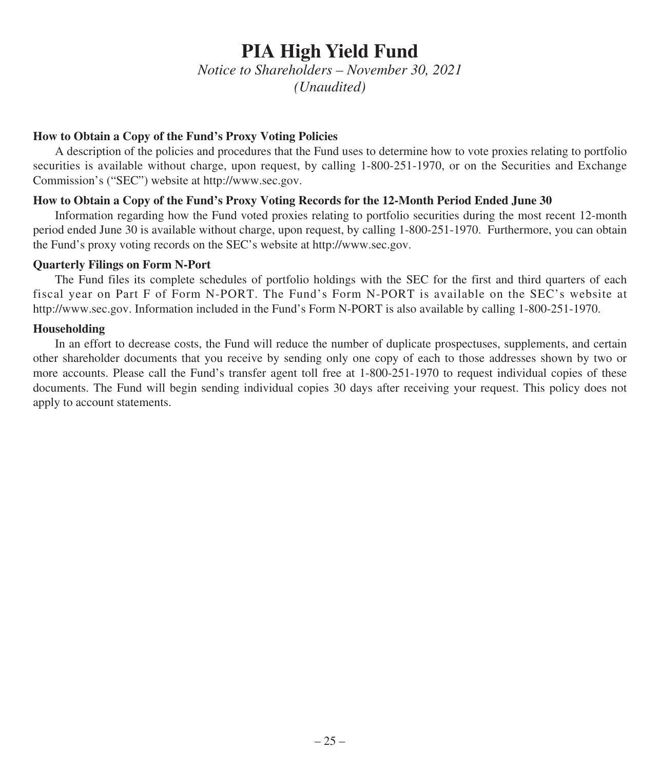# PIA High Yield Fund

*Notice to Shareholders – November 30, 2021*
*(Unaudited)*

**How to Obtain a Copy of the Fund's Proxy Voting Policies**

A description of the policies and procedures that the Fund uses to determine how to vote proxies relating to portfolio securities is available without charge, upon request, by calling 1-800-251-1970, or on the Securities and Exchange Commission's ("SEC") website at http://www.sec.gov.

**How to Obtain a Copy of the Fund's Proxy Voting Records for the 12-Month Period Ended June 30**

Information regarding how the Fund voted proxies relating to portfolio securities during the most recent 12-month period ended June 30 is available without charge, upon request, by calling 1-800-251-1970. Furthermore, you can obtain the Fund's proxy voting records on the SEC's website at http://www.sec.gov.

**Quarterly Filings on Form N-Port**

The Fund files its complete schedules of portfolio holdings with the SEC for the first and third quarters of each fiscal year on Part F of Form N-PORT. The Fund's Form N-PORT is available on the SEC's website at http://www.sec.gov. Information included in the Fund's Form N-PORT is also available by calling 1-800-251-1970.

**Householding**

In an effort to decrease costs, the Fund will reduce the number of duplicate prospectuses, supplements, and certain other shareholder documents that you receive by sending only one copy of each to those addresses shown by two or more accounts. Please call the Fund's transfer agent toll free at 1-800-251-1970 to request individual copies of these documents. The Fund will begin sending individual copies 30 days after receiving your request. This policy does not apply to account statements.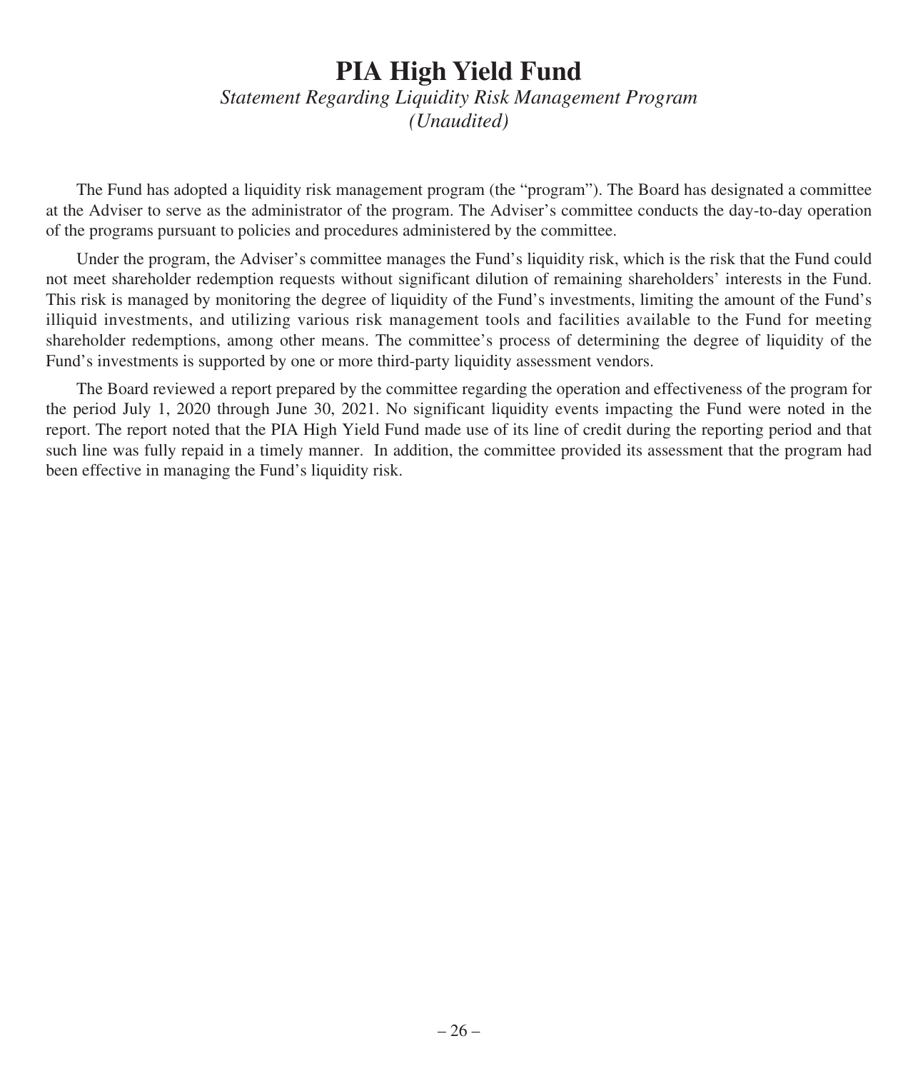# PIA High Yield Fund

*Statement Regarding Liquidity Risk Management Program*
*(Unaudited)*

The Fund has adopted a liquidity risk management program (the "program"). The Board has designated a committee at the Adviser to serve as the administrator of the program. The Adviser's committee conducts the day-to-day operation of the programs pursuant to policies and procedures administered by the committee.

Under the program, the Adviser's committee manages the Fund's liquidity risk, which is the risk that the Fund could not meet shareholder redemption requests without significant dilution of remaining shareholders' interests in the Fund. This risk is managed by monitoring the degree of liquidity of the Fund's investments, limiting the amount of the Fund's illiquid investments, and utilizing various risk management tools and facilities available to the Fund for meeting shareholder redemptions, among other means. The committee's process of determining the degree of liquidity of the Fund's investments is supported by one or more third-party liquidity assessment vendors.

The Board reviewed a report prepared by the committee regarding the operation and effectiveness of the program for the period July 1, 2020 through June 30, 2021. No significant liquidity events impacting the Fund were noted in the report. The report noted that the PIA High Yield Fund made use of its line of credit during the reporting period and that such line was fully repaid in a timely manner. In addition, the committee provided its assessment that the program had been effective in managing the Fund's liquidity risk.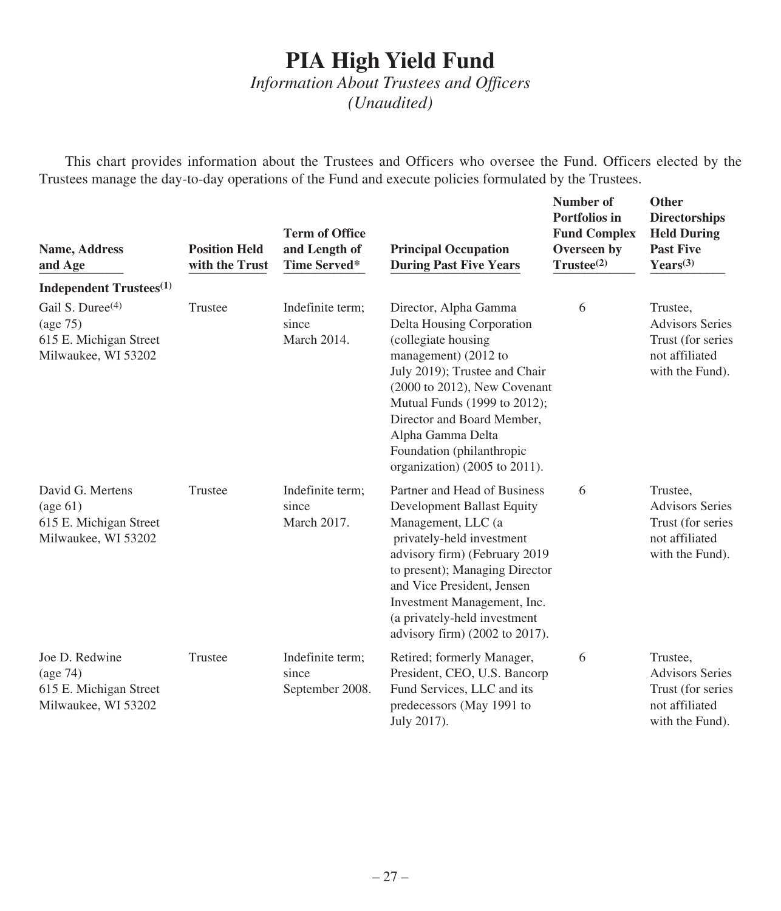# PIA High Yield Fund

*Information About Trustees and Officers*
*(Unaudited)*

This chart provides information about the Trustees and Officers who oversee the Fund. Officers elected by the Trustees manage the day-to-day operations of the Fund and execute policies formulated by the Trustees.

| Name, Address and Age | Position Held with the Trust | Term of Office and Length of Time Served* | Principal Occupation During Past Five Years | Number of Portfolios in Fund Complex Overseen by Trustee[(2)] | Other Directorships Held During Past Five Years[(3)] |
|---|---|---|---|---|---|
| **Independent Trustees[(1)]** | | | | | |
| Gail S. Duree[(4)] (age 75) 615 E. Michigan Street Milwaukee, WI 53202 | Trustee | Indefinite term; since March 2014. | Director, Alpha Gamma Delta Housing Corporation (collegiate housing management) (2012 to July 2019); Trustee and Chair (2000 to 2012), New Covenant Mutual Funds (1999 to 2012); Director and Board Member, Alpha Gamma Delta Foundation (philanthropic organization) (2005 to 2011). | 6 | Trustee, Advisors Series Trust (for series not affiliated with the Fund). |
| David G. Mertens (age 61) 615 E. Michigan Street Milwaukee, WI 53202 | Trustee | Indefinite term; since March 2017. | Partner and Head of Business Development Ballast Equity Management, LLC (a privately-held investment advisory firm) (February 2019 to present); Managing Director and Vice President, Jensen Investment Management, Inc. (a privately-held investment advisory firm) (2002 to 2017). | 6 | Trustee, Advisors Series Trust (for series not affiliated with the Fund). |
| Joe D. Redwine (age 74) 615 E. Michigan Street Milwaukee, WI 53202 | Trustee | Indefinite term; since September 2008. | Retired; formerly Manager, President, CEO, U.S. Bancorp Fund Services, LLC and its predecessors (May 1991 to July 2017). | 6 | Trustee, Advisors Series Trust (for series not affiliated with the Fund). |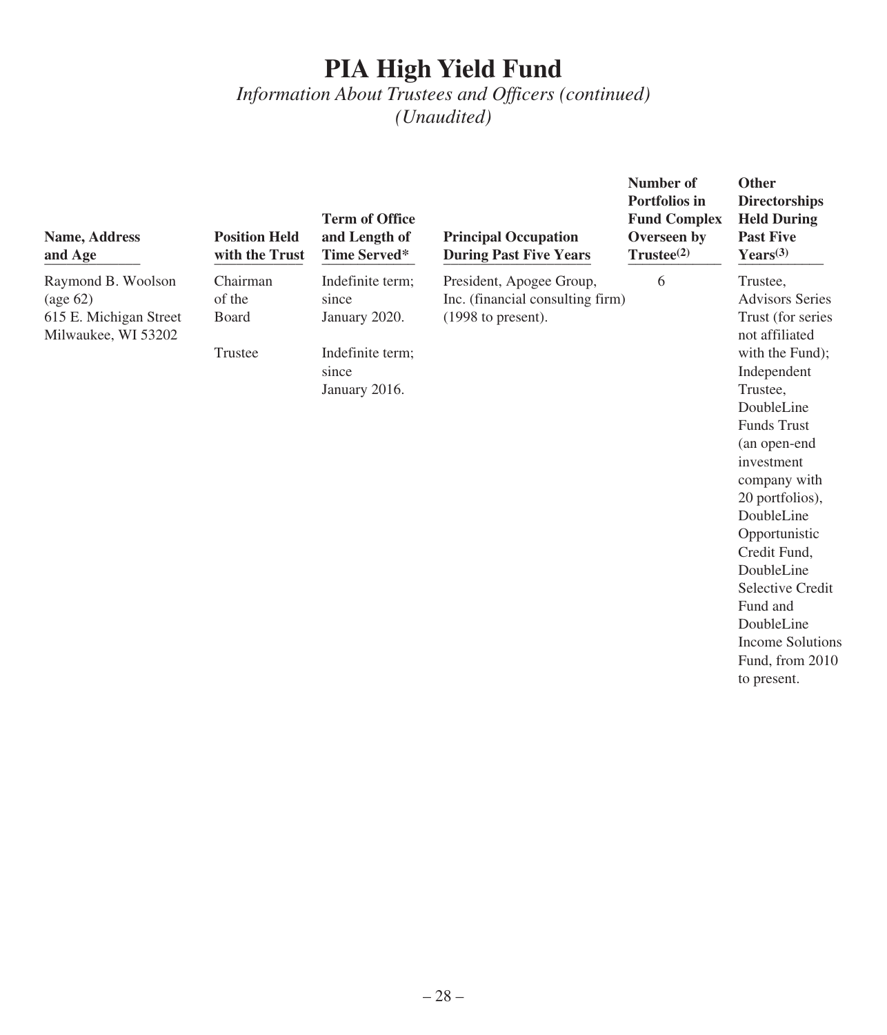# PIA High Yield Fund

*Information About Trustees and Officers (continued)*
*(Unaudited)*

| Name, Address and Age | Position Held with the Trust | Term of Office and Length of Time Served* | Principal Occupation During Past Five Years | Number of Portfolios in Fund Complex Overseen by Trustee(2) | Other Directorships Held During Past Five Years(3) |
|---|---|---|---|---|---|
| Raymond B. Woolson (age 62) 615 E. Michigan Street Milwaukee, WI 53202 | Chairman of the Board | Indefinite term; since January 2020. | President, Apogee Group, Inc. (financial consulting firm) (1998 to present). | 6 | Trustee, Advisors Series Trust (for series not affiliated with the Fund); Independent Trustee, DoubleLine Funds Trust (an open-end investment company with 20 portfolios), DoubleLine Opportunistic Credit Fund, DoubleLine Selective Credit Fund and DoubleLine Income Solutions Fund, from 2010 to present. |
| | Trustee | Indefinite term; since January 2016. | | | |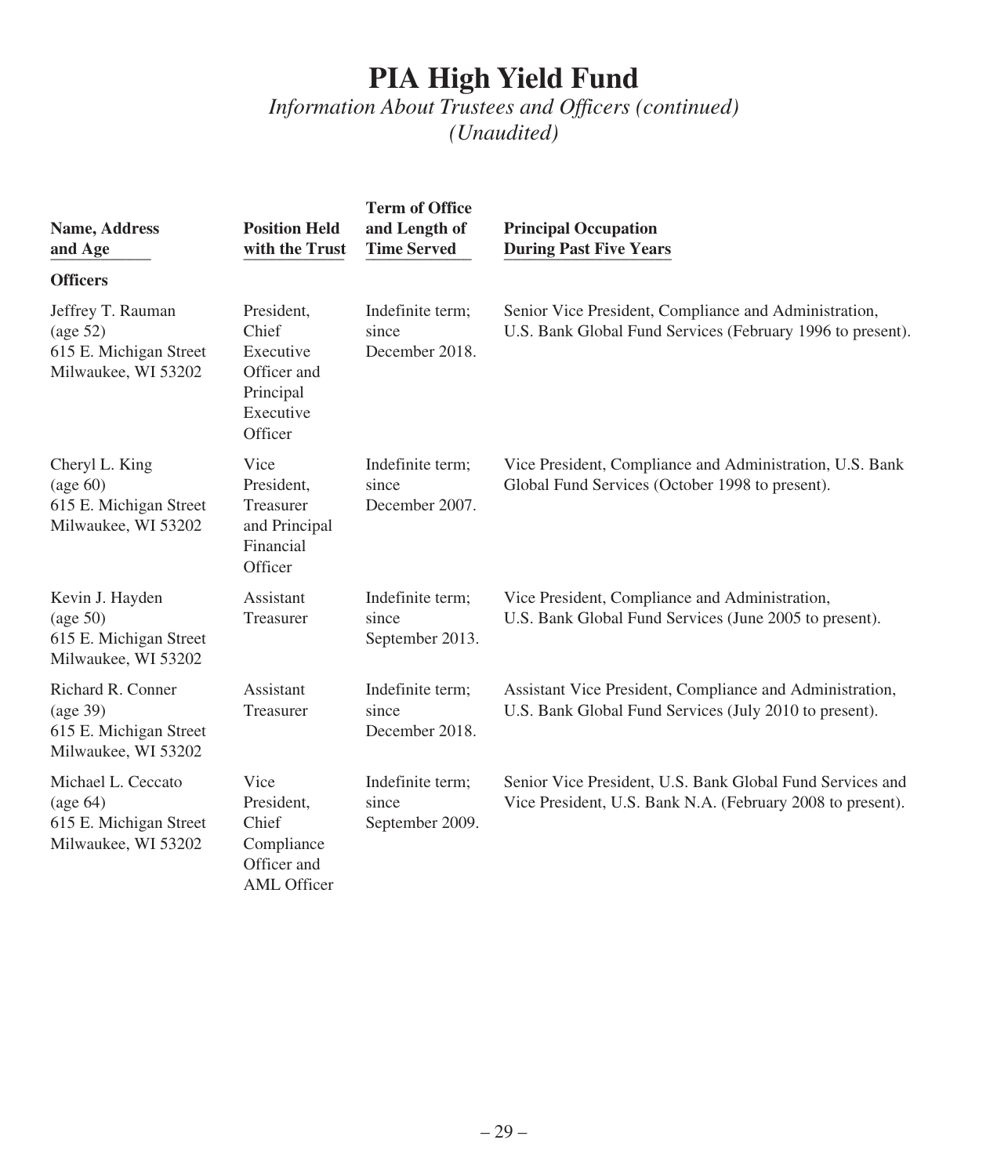# PIA High Yield Fund

*Information About Trustees and Officers (continued)*
*(Unaudited)*

| Name, Address and Age | Position Held with the Trust | Term of Office and Length of Time Served | Principal Occupation During Past Five Years |
|---|---|---|---|
| **Officers** | | | |
| Jeffrey T. Rauman (age 52) 615 E. Michigan Street Milwaukee, WI 53202 | President, Chief Executive Officer and Principal Executive Officer | Indefinite term; since December 2018. | Senior Vice President, Compliance and Administration, U.S. Bank Global Fund Services (February 1996 to present). |
| Cheryl L. King (age 60) 615 E. Michigan Street Milwaukee, WI 53202 | Vice President, Treasurer and Principal Financial Officer | Indefinite term; since December 2007. | Vice President, Compliance and Administration, U.S. Bank Global Fund Services (October 1998 to present). |
| Kevin J. Hayden (age 50) 615 E. Michigan Street Milwaukee, WI 53202 | Assistant Treasurer | Indefinite term; since September 2013. | Vice President, Compliance and Administration, U.S. Bank Global Fund Services (June 2005 to present). |
| Richard R. Conner (age 39) 615 E. Michigan Street Milwaukee, WI 53202 | Assistant Treasurer | Indefinite term; since December 2018. | Assistant Vice President, Compliance and Administration, U.S. Bank Global Fund Services (July 2010 to present). |
| Michael L. Ceccato (age 64) 615 E. Michigan Street Milwaukee, WI 53202 | Vice President, Chief Compliance Officer and AML Officer | Indefinite term; since September 2009. | Senior Vice President, U.S. Bank Global Fund Services and Vice President, U.S. Bank N.A. (February 2008 to present). |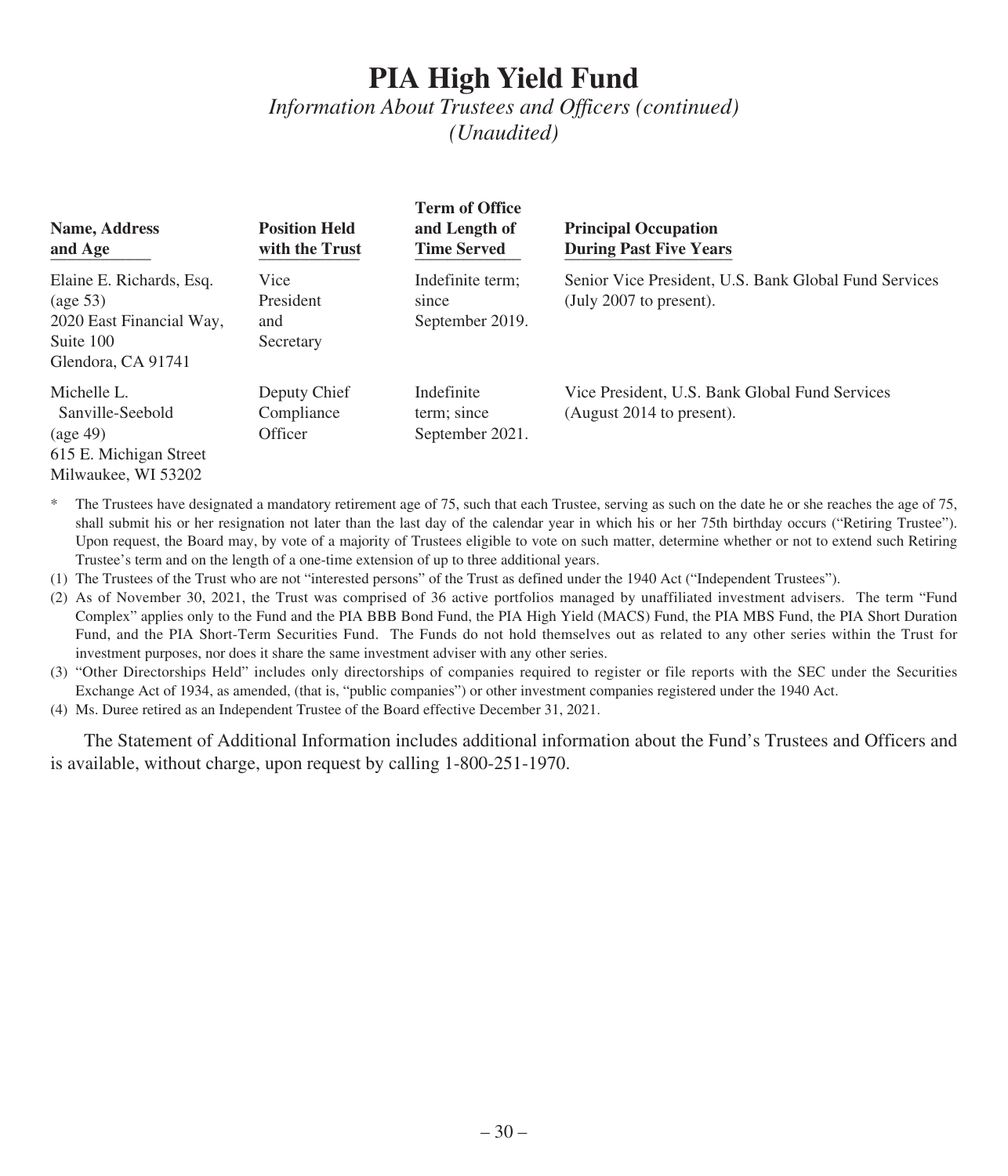# PIA High Yield Fund

*Information About Trustees and Officers (continued)*
*(Unaudited)*

| Name, Address and Age | Position Held with the Trust | Term of Office and Length of Time Served | Principal Occupation During Past Five Years |
|---|---|---|---|
| Elaine E. Richards, Esq. (age 53) 2020 East Financial Way, Suite 100 Glendora, CA 91741 | Vice President and Secretary | Indefinite term; since September 2019. | Senior Vice President, U.S. Bank Global Fund Services (July 2007 to present). |
| Michelle L. Sanville-Seebold (age 49) 615 E. Michigan Street Milwaukee, WI 53202 | Deputy Chief Compliance Officer | Indefinite term; since September 2021. | Vice President, U.S. Bank Global Fund Services (August 2014 to present). |

\* The Trustees have designated a mandatory retirement age of 75, such that each Trustee, serving as such on the date he or she reaches the age of 75, shall submit his or her resignation not later than the last day of the calendar year in which his or her 75th birthday occurs ("Retiring Trustee"). Upon request, the Board may, by vote of a majority of Trustees eligible to vote on such matter, determine whether or not to extend such Retiring Trustee's term and on the length of a one-time extension of up to three additional years.

(1) The Trustees of the Trust who are not "interested persons" of the Trust as defined under the 1940 Act ("Independent Trustees").

(2) As of November 30, 2021, the Trust was comprised of 36 active portfolios managed by unaffiliated investment advisers. The term "Fund Complex" applies only to the Fund and the PIA BBB Bond Fund, the PIA High Yield (MACS) Fund, the PIA MBS Fund, the PIA Short Duration Fund, and the PIA Short-Term Securities Fund. The Funds do not hold themselves out as related to any other series within the Trust for investment purposes, nor does it share the same investment adviser with any other series.

(3) "Other Directorships Held" includes only directorships of companies required to register or file reports with the SEC under the Securities Exchange Act of 1934, as amended, (that is, "public companies") or other investment companies registered under the 1940 Act.

(4) Ms. Duree retired as an Independent Trustee of the Board effective December 31, 2021.

The Statement of Additional Information includes additional information about the Fund's Trustees and Officers and is available, without charge, upon request by calling 1-800-251-1970.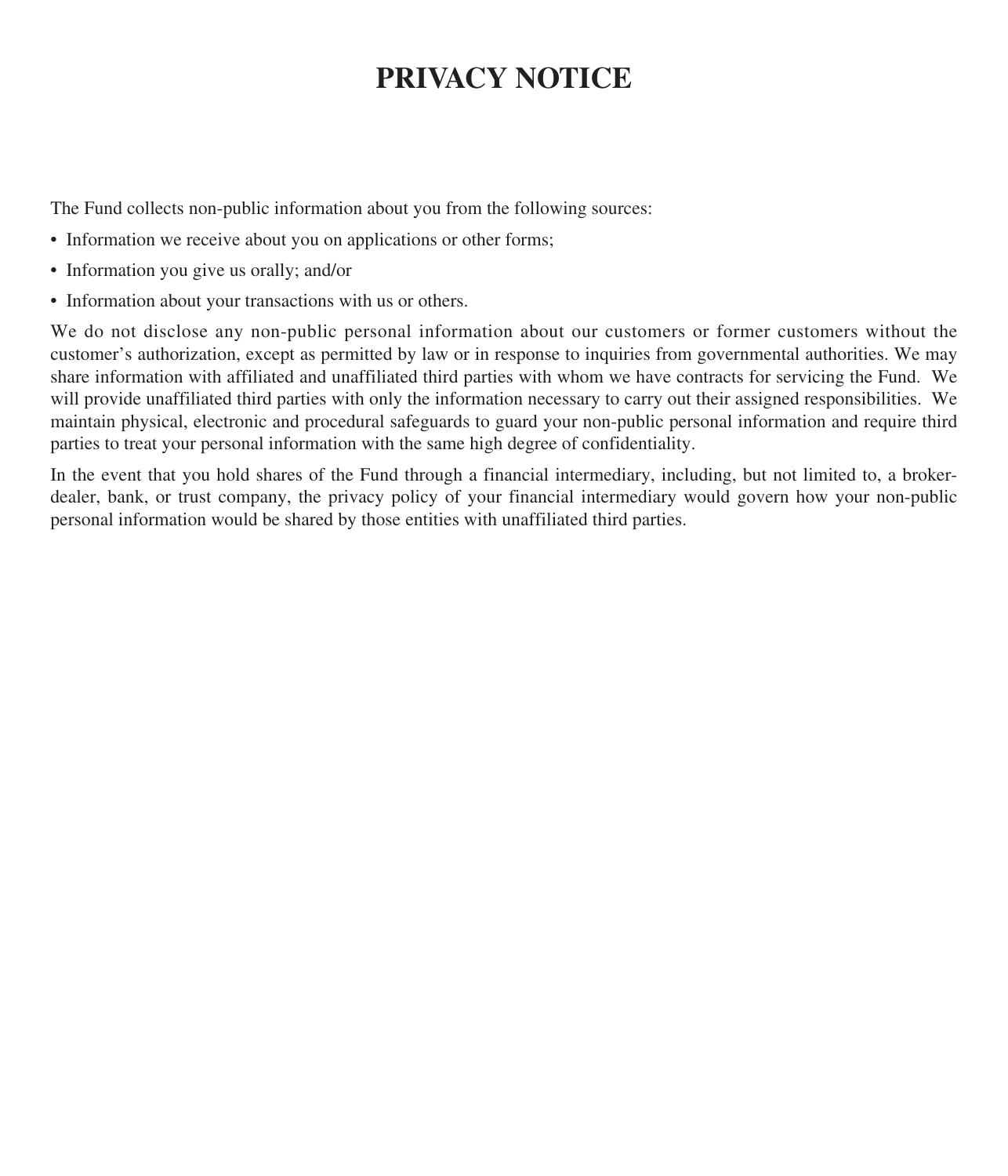# PRIVACY NOTICE

The Fund collects non-public information about you from the following sources:

- Information we receive about you on applications or other forms;
- Information you give us orally; and/or
- Information about your transactions with us or others.

We do not disclose any non-public personal information about our customers or former customers without the customer's authorization, except as permitted by law or in response to inquiries from governmental authorities. We may share information with affiliated and unaffiliated third parties with whom we have contracts for servicing the Fund. We will provide unaffiliated third parties with only the information necessary to carry out their assigned responsibilities. We maintain physical, electronic and procedural safeguards to guard your non-public personal information and require third parties to treat your personal information with the same high degree of confidentiality.

In the event that you hold shares of the Fund through a financial intermediary, including, but not limited to, a broker-dealer, bank, or trust company, the privacy policy of your financial intermediary would govern how your non-public personal information would be shared by those entities with unaffiliated third parties.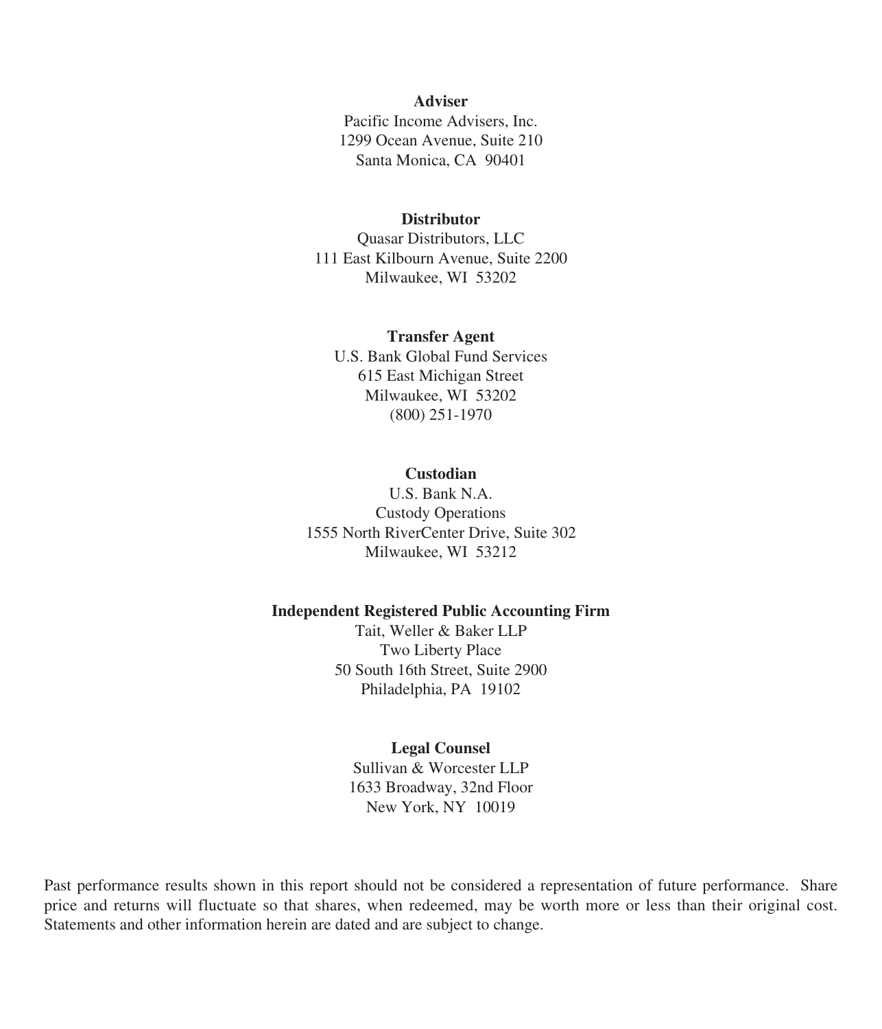**Adviser**
Pacific Income Advisers, Inc.
1299 Ocean Avenue, Suite 210
Santa Monica, CA  90401

**Distributor**
Quasar Distributors, LLC
111 East Kilbourn Avenue, Suite 2200
Milwaukee, WI  53202

**Transfer Agent**
U.S. Bank Global Fund Services
615 East Michigan Street
Milwaukee, WI  53202
(800) 251-1970

**Custodian**
U.S. Bank N.A.
Custody Operations
1555 North RiverCenter Drive, Suite 302
Milwaukee, WI  53212

**Independent Registered Public Accounting Firm**
Tait, Weller & Baker LLP
Two Liberty Place
50 South 16th Street, Suite 2900
Philadelphia, PA  19102

**Legal Counsel**
Sullivan & Worcester LLP
1633 Broadway, 32nd Floor
New York, NY  10019

Past performance results shown in this report should not be considered a representation of future performance. Share price and returns will fluctuate so that shares, when redeemed, may be worth more or less than their original cost. Statements and other information herein are dated and are subject to change.